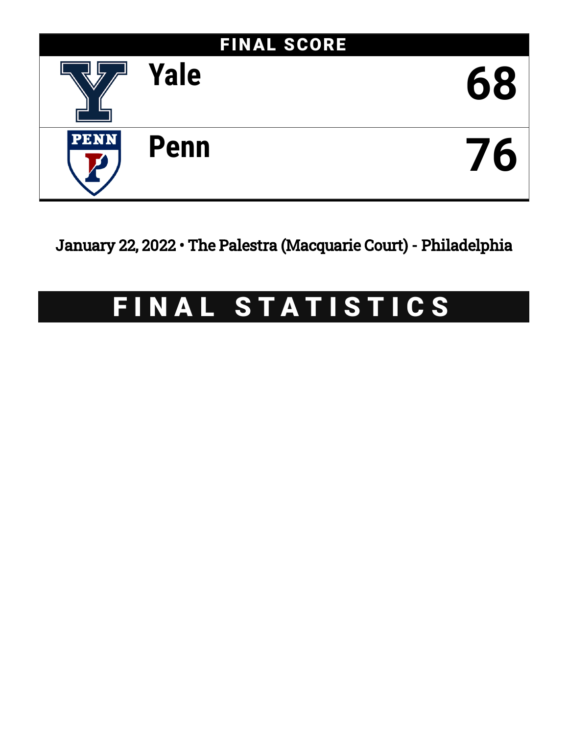## FINAL SCORE

| | |
|---|---|
| Yale | 68 |
| Penn | 76 |

January 22, 2022 • The Palestra (Macquarie Court) - Philadelphia

# FINAL STATISTICS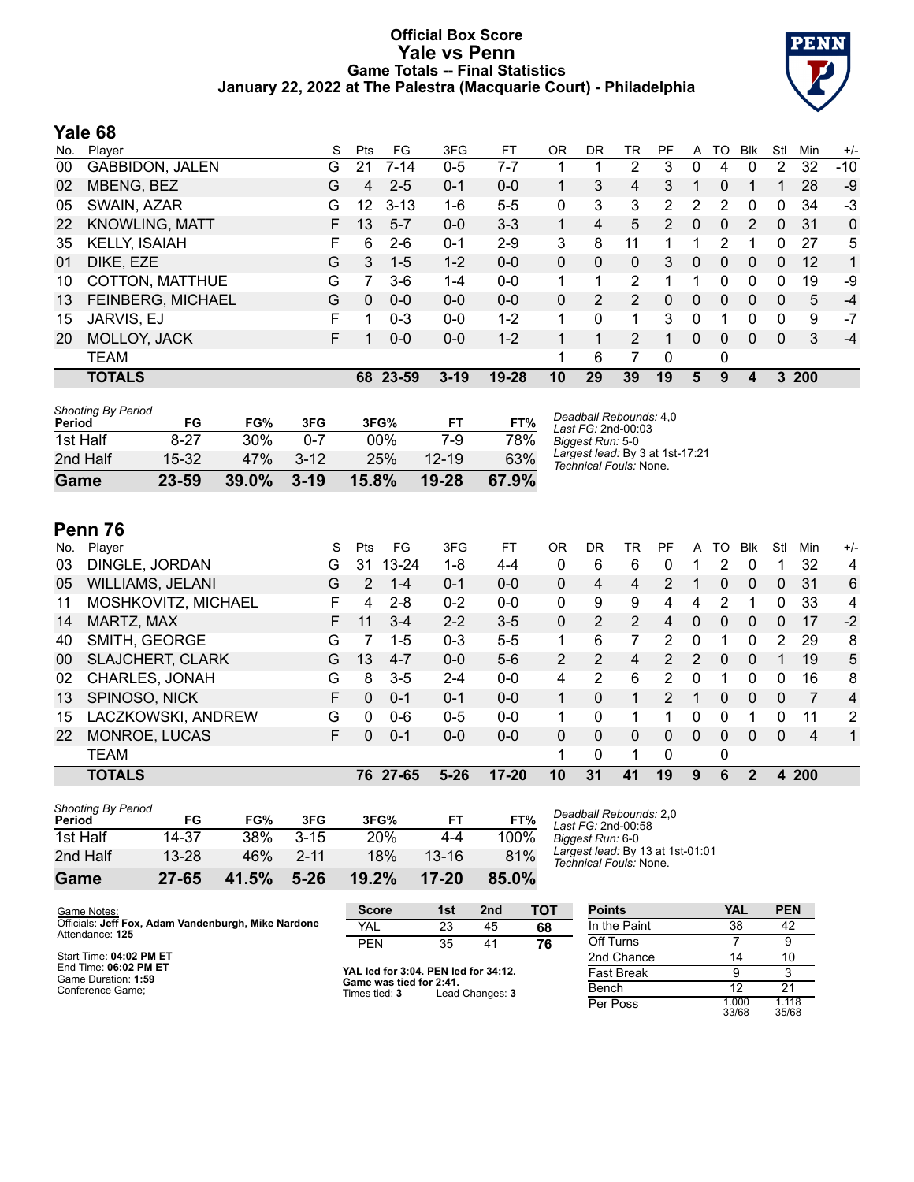# Official Box Score
# Yale vs Penn
## Game Totals -- Final Statistics
## January 22, 2022 at The Palestra (Macquarie Court) - Philadelphia

## Yale 68

| No. | Player | S | Pts | FG | 3FG | FT | OR | DR | TR | PF | A | TO | Blk | Stl | Min | +/- |
|---|---|---|---|---|---|---|---|---|---|---|---|---|---|---|---|---|
| 00 | GABBIDON, JALEN | G | 21 | 7-14 | 0-5 | 7-7 | 1 | 1 | 2 | 3 | 0 | 4 | 0 | 2 | 32 | -10 |
| 02 | MBENG, BEZ | G | 4 | 2-5 | 0-1 | 0-0 | 1 | 3 | 4 | 3 | 1 | 0 | 1 | 1 | 28 | -9 |
| 05 | SWAIN, AZAR | G | 12 | 3-13 | 1-6 | 5-5 | 0 | 3 | 3 | 2 | 2 | 2 | 0 | 0 | 34 | -3 |
| 22 | KNOWLING, MATT | F | 13 | 5-7 | 0-0 | 3-3 | 1 | 4 | 5 | 2 | 0 | 0 | 2 | 0 | 31 | 0 |
| 35 | KELLY, ISAIAH | F | 6 | 2-6 | 0-1 | 2-9 | 3 | 8 | 11 | 1 | 1 | 2 | 1 | 0 | 27 | 5 |
| 01 | DIKE, EZE | G | 3 | 1-5 | 1-2 | 0-0 | 0 | 0 | 0 | 3 | 0 | 0 | 0 | 0 | 12 | 1 |
| 10 | COTTON, MATTHUE | G | 7 | 3-6 | 1-4 | 0-0 | 1 | 1 | 2 | 1 | 1 | 0 | 0 | 0 | 19 | -9 |
| 13 | FEINBERG, MICHAEL | G | 0 | 0-0 | 0-0 | 0-0 | 0 | 2 | 2 | 0 | 0 | 0 | 0 | 0 | 5 | -4 |
| 15 | JARVIS, EJ | F | 1 | 0-3 | 0-0 | 1-2 | 1 | 0 | 1 | 3 | 0 | 1 | 0 | 0 | 9 | -7 |
| 20 | MOLLOY, JACK | F | 1 | 0-0 | 0-0 | 1-2 | 1 | 1 | 2 | 1 | 0 | 0 | 0 | 0 | 3 | -4 |
| | TEAM | | | | | | 1 | 6 | 7 | 0 | | 0 | | | | |
| | **TOTALS** | | **68** | **23-59** | **3-19** | **19-28** | **10** | **29** | **39** | **19** | **5** | **9** | **4** | **3** | **200** | |

*Shooting By Period*

| Period | FG | FG% | 3FG | 3FG% | FT | FT% |
|---|---|---|---|---|---|---|
| 1st Half | 8-27 | 30% | 0-7 | 00% | 7-9 | 78% |
| 2nd Half | 15-32 | 47% | 3-12 | 25% | 12-19 | 63% |
| **Game** | **23-59** | **39.0%** | **3-19** | **15.8%** | **19-28** | **67.9%** |

*Deadball Rebounds:* 4,0
*Last FG:* 2nd-00:03
*Biggest Run:* 5-0
*Largest lead:* By 3 at 1st-17:21
*Technical Fouls:* None.

## Penn 76

| No. | Player | S | Pts | FG | 3FG | FT | OR | DR | TR | PF | A | TO | Blk | Stl | Min | +/- |
|---|---|---|---|---|---|---|---|---|---|---|---|---|---|---|---|---|
| 03 | DINGLE, JORDAN | G | 31 | 13-24 | 1-8 | 4-4 | 0 | 6 | 6 | 0 | 1 | 2 | 0 | 1 | 32 | 4 |
| 05 | WILLIAMS, JELANI | G | 2 | 1-4 | 0-1 | 0-0 | 0 | 4 | 4 | 2 | 1 | 0 | 0 | 0 | 31 | 6 |
| 11 | MOSHKOVITZ, MICHAEL | F | 4 | 2-8 | 0-2 | 0-0 | 0 | 9 | 9 | 4 | 4 | 2 | 1 | 0 | 33 | 4 |
| 14 | MARTZ, MAX | F | 11 | 3-4 | 2-2 | 3-5 | 0 | 2 | 2 | 4 | 0 | 0 | 0 | 0 | 17 | -2 |
| 40 | SMITH, GEORGE | G | 7 | 1-5 | 0-3 | 5-5 | 1 | 6 | 7 | 2 | 0 | 1 | 0 | 2 | 29 | 8 |
| 00 | SLAJCHERT, CLARK | G | 13 | 4-7 | 0-0 | 5-6 | 2 | 2 | 4 | 2 | 2 | 0 | 0 | 1 | 19 | 5 |
| 02 | CHARLES, JONAH | G | 8 | 3-5 | 2-4 | 0-0 | 4 | 2 | 6 | 2 | 0 | 1 | 0 | 0 | 16 | 8 |
| 13 | SPINOSO, NICK | F | 0 | 0-1 | 0-1 | 0-0 | 1 | 0 | 1 | 2 | 1 | 0 | 0 | 0 | 7 | 4 |
| 15 | LACZKOWSKI, ANDREW | G | 0 | 0-6 | 0-5 | 0-0 | 1 | 0 | 1 | 1 | 0 | 0 | 1 | 0 | 11 | 2 |
| 22 | MONROE, LUCAS | F | 0 | 0-1 | 0-0 | 0-0 | 0 | 0 | 0 | 0 | 0 | 0 | 0 | 0 | 4 | 1 |
| | TEAM | | | | | | 1 | 0 | 1 | 0 | | 0 | | | | |
| | **TOTALS** | | **76** | **27-65** | **5-26** | **17-20** | **10** | **31** | **41** | **19** | **9** | **6** | **2** | **4** | **200** | |

*Shooting By Period*

| Period | FG | FG% | 3FG | 3FG% | FT | FT% |
|---|---|---|---|---|---|---|
| 1st Half | 14-37 | 38% | 3-15 | 20% | 4-4 | 100% |
| 2nd Half | 13-28 | 46% | 2-11 | 18% | 13-16 | 81% |
| **Game** | **27-65** | **41.5%** | **5-26** | **19.2%** | **17-20** | **85.0%** |

*Deadball Rebounds:* 2,0
*Last FG:* 2nd-00:58
*Biggest Run:* 6-0
*Largest lead:* By 13 at 1st-01:01
*Technical Fouls:* None.

Game Notes:
Officials: **Jeff Fox, Adam Vandenburgh, Mike Nardone**
Attendance: **125**

Start Time: **04:02 PM ET**
End Time: **06:02 PM ET**
Game Duration: **1:59**
Conference Game;

| Score | 1st | 2nd | TOT |
|---|---|---|---|
| YAL | 23 | 45 | **68** |
| PEN | 35 | 41 | **76** |

**YAL led for 3:04. PEN led for 34:12.**
**Game was tied for 2:41.**
Times tied: **3** Lead Changes: **3**

| Points | YAL | PEN |
|---|---|---|
| In the Paint | 38 | 42 |
| Off Turns | 7 | 9 |
| 2nd Chance | 14 | 10 |
| Fast Break | 9 | 3 |
| Bench | 12 | 21 |
| Per Poss | 1.000 33/68 | 1.118 35/68 |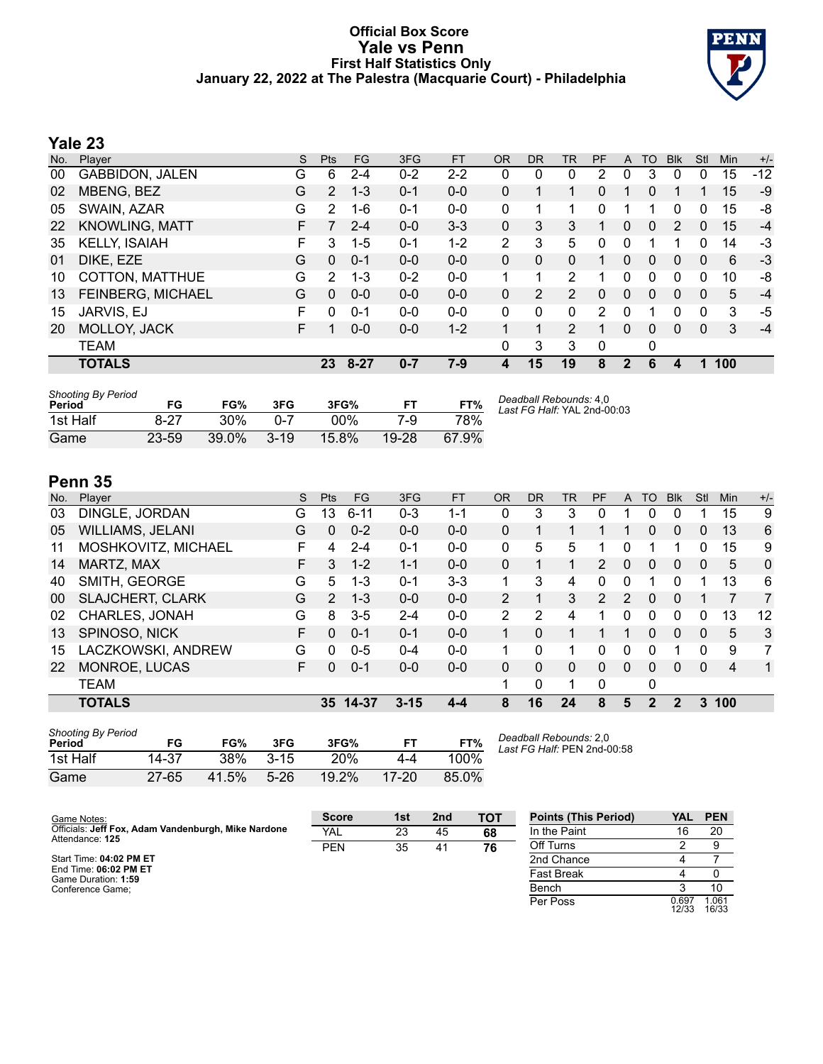# Official Box Score
# Yale vs Penn
## First Half Statistics Only
## January 22, 2022 at The Palestra (Macquarie Court) - Philadelphia

## Yale 23

| No. | Player | S | Pts | FG | 3FG | FT | OR | DR | TR | PF | A | TO | Blk | Stl | Min | +/- |
|---|---|---|---|---|---|---|---|---|---|---|---|---|---|---|---|---|
| 00 | GABBIDON, JALEN | G | 6 | 2-4 | 0-2 | 2-2 | 0 | 0 | 0 | 2 | 0 | 3 | 0 | 0 | 15 | -12 |
| 02 | MBENG, BEZ | G | 2 | 1-3 | 0-1 | 0-0 | 0 | 1 | 1 | 0 | 1 | 0 | 1 | 1 | 15 | -9 |
| 05 | SWAIN, AZAR | G | 2 | 1-6 | 0-1 | 0-0 | 0 | 1 | 1 | 0 | 1 | 1 | 0 | 0 | 15 | -8 |
| 22 | KNOWLING, MATT | F | 7 | 2-4 | 0-0 | 3-3 | 0 | 3 | 3 | 1 | 0 | 0 | 2 | 0 | 15 | -4 |
| 35 | KELLY, ISAIAH | F | 3 | 1-5 | 0-1 | 1-2 | 2 | 3 | 5 | 0 | 0 | 1 | 1 | 0 | 14 | -3 |
| 01 | DIKE, EZE | G | 0 | 0-1 | 0-0 | 0-0 | 0 | 0 | 0 | 1 | 0 | 0 | 0 | 0 | 6 | -3 |
| 10 | COTTON, MATTHUE | G | 2 | 1-3 | 0-2 | 0-0 | 1 | 1 | 2 | 1 | 0 | 0 | 0 | 0 | 10 | -8 |
| 13 | FEINBERG, MICHAEL | G | 0 | 0-0 | 0-0 | 0-0 | 0 | 2 | 2 | 0 | 0 | 0 | 0 | 0 | 5 | -4 |
| 15 | JARVIS, EJ | F | 0 | 0-1 | 0-0 | 0-0 | 0 | 0 | 0 | 2 | 0 | 1 | 0 | 0 | 3 | -5 |
| 20 | MOLLOY, JACK | F | 1 | 0-0 | 0-0 | 1-2 | 1 | 1 | 2 | 1 | 0 | 0 | 0 | 0 | 3 | -4 |
| | TEAM | | | | | | 0 | 3 | 3 | 0 | | 0 | | | | |
| | **TOTALS** | | **23** | **8-27** | **0-7** | **7-9** | **4** | **15** | **19** | **8** | **2** | **6** | **4** | **1** | **100** | |

| Shooting By Period Period | FG | FG% | 3FG | 3FG% | FT | FT% |
|---|---|---|---|---|---|---|
| 1st Half | 8-27 | 30% | 0-7 | 00% | 7-9 | 78% |
| Game | 23-59 | 39.0% | 3-19 | 15.8% | 19-28 | 67.9% |

*Deadball Rebounds:* 4,0
*Last FG Half:* YAL 2nd-00:03

## Penn 35

| No. | Player | S | Pts | FG | 3FG | FT | OR | DR | TR | PF | A | TO | Blk | Stl | Min | +/- |
|---|---|---|---|---|---|---|---|---|---|---|---|---|---|---|---|---|
| 03 | DINGLE, JORDAN | G | 13 | 6-11 | 0-3 | 1-1 | 0 | 3 | 3 | 0 | 1 | 0 | 0 | 1 | 15 | 9 |
| 05 | WILLIAMS, JELANI | G | 0 | 0-2 | 0-0 | 0-0 | 0 | 1 | 1 | 1 | 1 | 0 | 0 | 0 | 13 | 6 |
| 11 | MOSHKOVITZ, MICHAEL | F | 4 | 2-4 | 0-1 | 0-0 | 0 | 5 | 5 | 1 | 0 | 1 | 1 | 0 | 15 | 9 |
| 14 | MARTZ, MAX | F | 3 | 1-2 | 1-1 | 0-0 | 0 | 1 | 1 | 2 | 0 | 0 | 0 | 0 | 5 | 0 |
| 40 | SMITH, GEORGE | G | 5 | 1-3 | 0-1 | 3-3 | 1 | 3 | 4 | 0 | 0 | 1 | 0 | 1 | 13 | 6 |
| 00 | SLAJCHERT, CLARK | G | 2 | 1-3 | 0-0 | 0-0 | 2 | 1 | 3 | 2 | 2 | 0 | 0 | 1 | 7 | 7 |
| 02 | CHARLES, JONAH | G | 8 | 3-5 | 2-4 | 0-0 | 2 | 2 | 4 | 1 | 0 | 0 | 0 | 0 | 13 | 12 |
| 13 | SPINOSO, NICK | F | 0 | 0-1 | 0-1 | 0-0 | 1 | 0 | 1 | 1 | 1 | 0 | 0 | 0 | 5 | 3 |
| 15 | LACZKOWSKI, ANDREW | G | 0 | 0-5 | 0-4 | 0-0 | 1 | 0 | 1 | 0 | 0 | 0 | 1 | 0 | 9 | 7 |
| 22 | MONROE, LUCAS | F | 0 | 0-1 | 0-0 | 0-0 | 0 | 0 | 0 | 0 | 0 | 0 | 0 | 0 | 4 | 1 |
| | TEAM | | | | | | 1 | 0 | 1 | 0 | | 0 | | | | |
| | **TOTALS** | | **35** | **14-37** | **3-15** | **4-4** | **8** | **16** | **24** | **8** | **5** | **2** | **2** | **3** | **100** | |

| Shooting By Period Period | FG | FG% | 3FG | 3FG% | FT | FT% |
|---|---|---|---|---|---|---|
| 1st Half | 14-37 | 38% | 3-15 | 20% | 4-4 | 100% |
| Game | 27-65 | 41.5% | 5-26 | 19.2% | 17-20 | 85.0% |

*Deadball Rebounds:* 2,0
*Last FG Half:* PEN 2nd-00:58

Game Notes:
Officials: **Jeff Fox, Adam Vandenburgh, Mike Nardone**
Attendance: **125**

Start Time: **04:02 PM ET**
End Time: **06:02 PM ET**
Game Duration: **1:59**
Conference Game;

| Score | 1st | 2nd | TOT |
|---|---|---|---|
| YAL | 23 | 45 | **68** |
| PEN | 35 | 41 | **76** |

| Points (This Period) | YAL | PEN |
|---|---|---|
| In the Paint | 16 | 20 |
| Off Turns | 2 | 9 |
| 2nd Chance | 4 | 7 |
| Fast Break | 4 | 0 |
| Bench | 3 | 10 |
| Per Poss | 0.697 12/33 | 1.061 16/33 |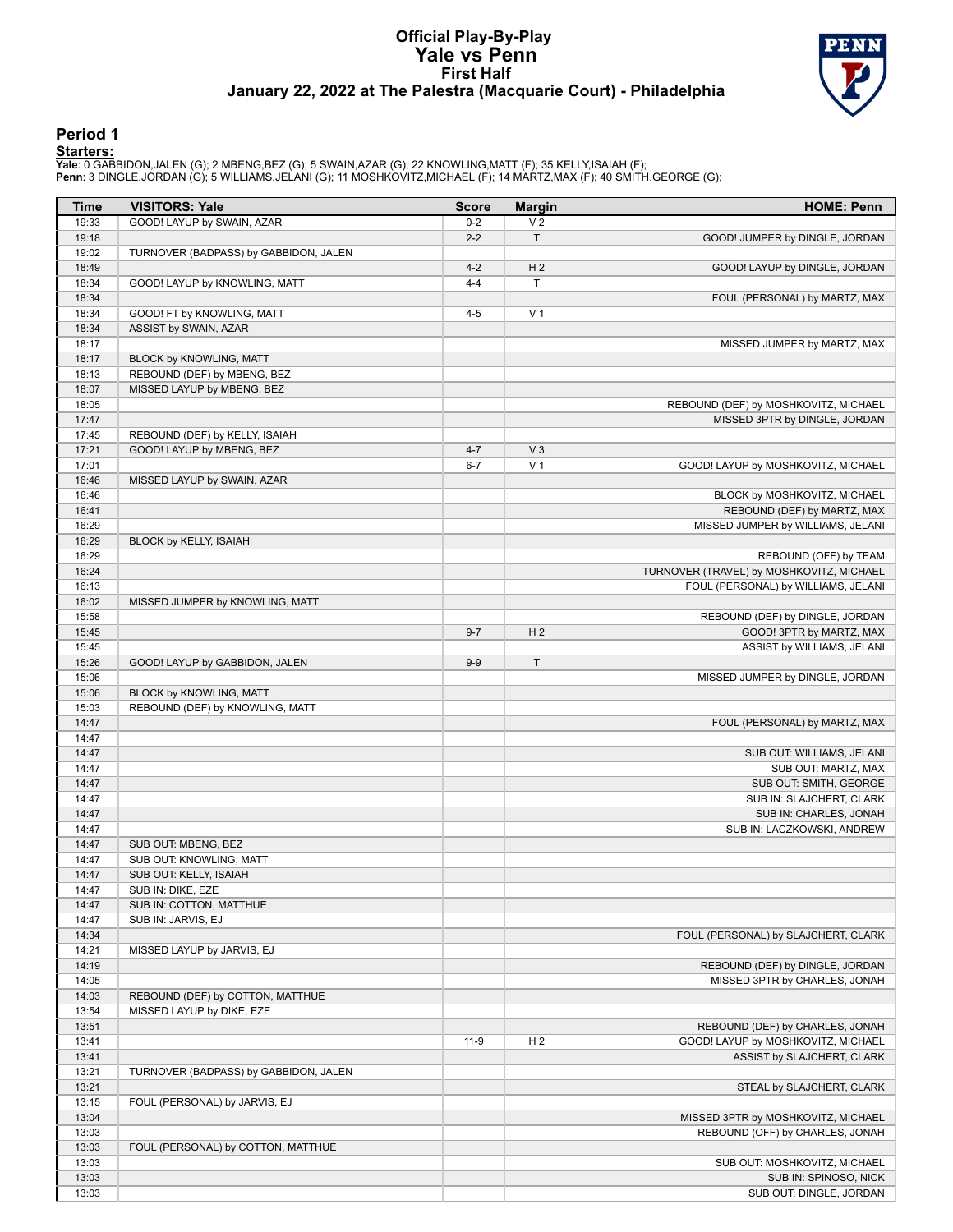# Official Play-By-Play
# Yale vs Penn
## First Half
## January 22, 2022 at The Palestra (Macquarie Court) - Philadelphia

### Period 1

**Starters:**

**Yale**: 0 GABBIDON,JALEN (G); 2 MBENG,BEZ (G); 5 SWAIN,AZAR (G); 22 KNOWLING,MATT (F); 35 KELLY,ISAIAH (F);
**Penn**: 3 DINGLE,JORDAN (G); 5 WILLIAMS,JELANI (G); 11 MOSHKOVITZ,MICHAEL (F); 14 MARTZ,MAX (F); 40 SMITH,GEORGE (G);

| Time | VISITORS: Yale | Score | Margin | HOME: Penn |
|---|---|---|---|---|
| 19:33 | GOOD! LAYUP by SWAIN, AZAR | 0-2 | V 2 | |
| 19:18 | | 2-2 | T | GOOD! JUMPER by DINGLE, JORDAN |
| 19:02 | TURNOVER (BADPASS) by GABBIDON, JALEN | | | |
| 18:49 | | 4-2 | H 2 | GOOD! LAYUP by DINGLE, JORDAN |
| 18:34 | GOOD! LAYUP by KNOWLING, MATT | 4-4 | T | |
| 18:34 | | | | FOUL (PERSONAL) by MARTZ, MAX |
| 18:34 | GOOD! FT by KNOWLING, MATT | 4-5 | V 1 | |
| 18:34 | ASSIST by SWAIN, AZAR | | | |
| 18:17 | | | | MISSED JUMPER by MARTZ, MAX |
| 18:17 | BLOCK by KNOWLING, MATT | | | |
| 18:13 | REBOUND (DEF) by MBENG, BEZ | | | |
| 18:07 | MISSED LAYUP by MBENG, BEZ | | | |
| 18:05 | | | | REBOUND (DEF) by MOSHKOVITZ, MICHAEL |
| 17:47 | | | | MISSED 3PTR by DINGLE, JORDAN |
| 17:45 | REBOUND (DEF) by KELLY, ISAIAH | | | |
| 17:21 | GOOD! LAYUP by MBENG, BEZ | 4-7 | V 3 | |
| 17:01 | | 6-7 | V 1 | GOOD! LAYUP by MOSHKOVITZ, MICHAEL |
| 16:46 | MISSED LAYUP by SWAIN, AZAR | | | |
| 16:46 | | | | BLOCK by MOSHKOVITZ, MICHAEL |
| 16:41 | | | | REBOUND (DEF) by MARTZ, MAX |
| 16:29 | | | | MISSED JUMPER by WILLIAMS, JELANI |
| 16:29 | BLOCK by KELLY, ISAIAH | | | |
| 16:29 | | | | REBOUND (OFF) by TEAM |
| 16:24 | | | | TURNOVER (TRAVEL) by MOSHKOVITZ, MICHAEL |
| 16:13 | | | | FOUL (PERSONAL) by WILLIAMS, JELANI |
| 16:02 | MISSED JUMPER by KNOWLING, MATT | | | |
| 15:58 | | | | REBOUND (DEF) by DINGLE, JORDAN |
| 15:45 | | 9-7 | H 2 | GOOD! 3PTR by MARTZ, MAX |
| 15:45 | | | | ASSIST by WILLIAMS, JELANI |
| 15:26 | GOOD! LAYUP by GABBIDON, JALEN | 9-9 | T | |
| 15:06 | | | | MISSED JUMPER by DINGLE, JORDAN |
| 15:06 | BLOCK by KNOWLING, MATT | | | |
| 15:03 | REBOUND (DEF) by KNOWLING, MATT | | | |
| 14:47 | | | | FOUL (PERSONAL) by MARTZ, MAX |
| 14:47 | | | | |
| 14:47 | | | | SUB OUT: WILLIAMS, JELANI |
| 14:47 | | | | SUB OUT: MARTZ, MAX |
| 14:47 | | | | SUB OUT: SMITH, GEORGE |
| 14:47 | | | | SUB IN: SLAJCHERT, CLARK |
| 14:47 | | | | SUB IN: CHARLES, JONAH |
| 14:47 | | | | SUB IN: LACZKOWSKI, ANDREW |
| 14:47 | SUB OUT: MBENG, BEZ | | | |
| 14:47 | SUB OUT: KNOWLING, MATT | | | |
| 14:47 | SUB OUT: KELLY, ISAIAH | | | |
| 14:47 | SUB IN: DIKE, EZE | | | |
| 14:47 | SUB IN: COTTON, MATTHUE | | | |
| 14:47 | SUB IN: JARVIS, EJ | | | |
| 14:34 | | | | FOUL (PERSONAL) by SLAJCHERT, CLARK |
| 14:21 | MISSED LAYUP by JARVIS, EJ | | | |
| 14:19 | | | | REBOUND (DEF) by DINGLE, JORDAN |
| 14:05 | | | | MISSED 3PTR by CHARLES, JONAH |
| 14:03 | REBOUND (DEF) by COTTON, MATTHUE | | | |
| 13:54 | MISSED LAYUP by DIKE, EZE | | | |
| 13:51 | | | | REBOUND (DEF) by CHARLES, JONAH |
| 13:41 | | 11-9 | H 2 | GOOD! LAYUP by MOSHKOVITZ, MICHAEL |
| 13:41 | | | | ASSIST by SLAJCHERT, CLARK |
| 13:21 | TURNOVER (BADPASS) by GABBIDON, JALEN | | | |
| 13:21 | | | | STEAL by SLAJCHERT, CLARK |
| 13:15 | FOUL (PERSONAL) by JARVIS, EJ | | | |
| 13:04 | | | | MISSED 3PTR by MOSHKOVITZ, MICHAEL |
| 13:03 | | | | REBOUND (OFF) by CHARLES, JONAH |
| 13:03 | FOUL (PERSONAL) by COTTON, MATTHUE | | | |
| 13:03 | | | | SUB OUT: MOSHKOVITZ, MICHAEL |
| 13:03 | | | | SUB IN: SPINOSO, NICK |
| 13:03 | | | | SUB OUT: DINGLE, JORDAN |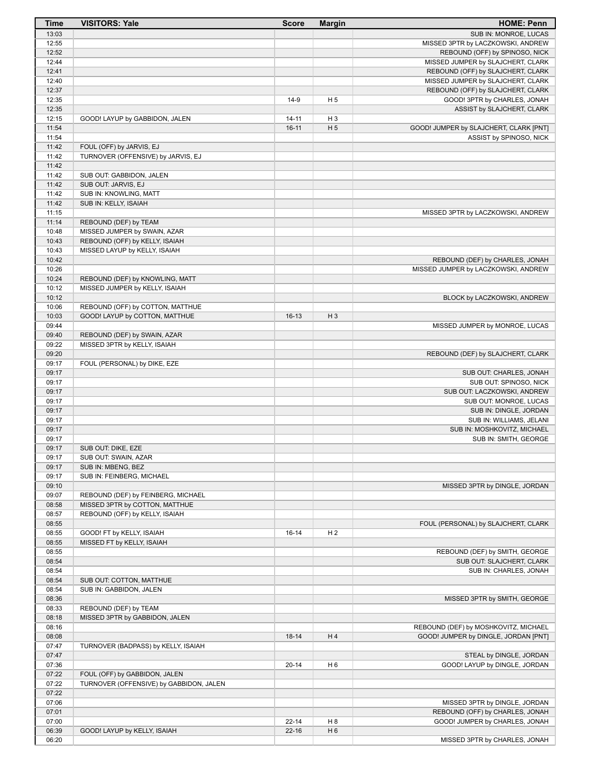| Time | VISITORS: Yale | Score | Margin | HOME: Penn |
|---|---|---|---|---|
| 13:03 | | | | SUB IN: MONROE, LUCAS |
| 12:55 | | | | MISSED 3PTR by LACZKOWSKI, ANDREW |
| 12:52 | | | | REBOUND (OFF) by SPINOSO, NICK |
| 12:44 | | | | MISSED JUMPER by SLAJCHERT, CLARK |
| 12:41 | | | | REBOUND (OFF) by SLAJCHERT, CLARK |
| 12:40 | | | | MISSED JUMPER by SLAJCHERT, CLARK |
| 12:37 | | | | REBOUND (OFF) by SLAJCHERT, CLARK |
| 12:35 | | 14-9 | H 5 | GOOD! 3PTR by CHARLES, JONAH |
| 12:35 | | | | ASSIST by SLAJCHERT, CLARK |
| 12:15 | GOOD! LAYUP by GABBIDON, JALEN | 14-11 | H 3 | |
| 11:54 | | 16-11 | H 5 | GOOD! JUMPER by SLAJCHERT, CLARK [PNT] |
| 11:54 | | | | ASSIST by SPINOSO, NICK |
| 11:42 | FOUL (OFF) by JARVIS, EJ | | | |
| 11:42 | TURNOVER (OFFENSIVE) by JARVIS, EJ | | | |
| 11:42 | | | | |
| 11:42 | SUB OUT: GABBIDON, JALEN | | | |
| 11:42 | SUB OUT: JARVIS, EJ | | | |
| 11:42 | SUB IN: KNOWLING, MATT | | | |
| 11:42 | SUB IN: KELLY, ISAIAH | | | |
| 11:15 | | | | MISSED 3PTR by LACZKOWSKI, ANDREW |
| 11:14 | REBOUND (DEF) by TEAM | | | |
| 10:48 | MISSED JUMPER by SWAIN, AZAR | | | |
| 10:43 | REBOUND (OFF) by KELLY, ISAIAH | | | |
| 10:43 | MISSED LAYUP by KELLY, ISAIAH | | | |
| 10:42 | | | | REBOUND (DEF) by CHARLES, JONAH |
| 10:26 | | | | MISSED JUMPER by LACZKOWSKI, ANDREW |
| 10:24 | REBOUND (DEF) by KNOWLING, MATT | | | |
| 10:12 | MISSED JUMPER by KELLY, ISAIAH | | | |
| 10:12 | | | | BLOCK by LACZKOWSKI, ANDREW |
| 10:06 | REBOUND (OFF) by COTTON, MATTHUE | | | |
| 10:03 | GOOD! LAYUP by COTTON, MATTHUE | 16-13 | H 3 | |
| 09:44 | | | | MISSED JUMPER by MONROE, LUCAS |
| 09:40 | REBOUND (DEF) by SWAIN, AZAR | | | |
| 09:22 | MISSED 3PTR by KELLY, ISAIAH | | | |
| 09:20 | | | | REBOUND (DEF) by SLAJCHERT, CLARK |
| 09:17 | FOUL (PERSONAL) by DIKE, EZE | | | |
| 09:17 | | | | SUB OUT: CHARLES, JONAH |
| 09:17 | | | | SUB OUT: SPINOSO, NICK |
| 09:17 | | | | SUB OUT: LACZKOWSKI, ANDREW |
| 09:17 | | | | SUB OUT: MONROE, LUCAS |
| 09:17 | | | | SUB IN: DINGLE, JORDAN |
| 09:17 | | | | SUB IN: WILLIAMS, JELANI |
| 09:17 | | | | SUB IN: MOSHKOVITZ, MICHAEL |
| 09:17 | | | | SUB IN: SMITH, GEORGE |
| 09:17 | SUB OUT: DIKE, EZE | | | |
| 09:17 | SUB OUT: SWAIN, AZAR | | | |
| 09:17 | SUB IN: MBENG, BEZ | | | |
| 09:17 | SUB IN: FEINBERG, MICHAEL | | | |
| 09:10 | | | | MISSED 3PTR by DINGLE, JORDAN |
| 09:07 | REBOUND (DEF) by FEINBERG, MICHAEL | | | |
| 08:58 | MISSED 3PTR by COTTON, MATTHUE | | | |
| 08:57 | REBOUND (OFF) by KELLY, ISAIAH | | | |
| 08:55 | | | | FOUL (PERSONAL) by SLAJCHERT, CLARK |
| 08:55 | GOOD! FT by KELLY, ISAIAH | 16-14 | H 2 | |
| 08:55 | MISSED FT by KELLY, ISAIAH | | | |
| 08:55 | | | | REBOUND (DEF) by SMITH, GEORGE |
| 08:54 | | | | SUB OUT: SLAJCHERT, CLARK |
| 08:54 | | | | SUB IN: CHARLES, JONAH |
| 08:54 | SUB OUT: COTTON, MATTHUE | | | |
| 08:54 | SUB IN: GABBIDON, JALEN | | | |
| 08:36 | | | | MISSED 3PTR by SMITH, GEORGE |
| 08:33 | REBOUND (DEF) by TEAM | | | |
| 08:18 | MISSED 3PTR by GABBIDON, JALEN | | | |
| 08:16 | | | | REBOUND (DEF) by MOSHKOVITZ, MICHAEL |
| 08:08 | | 18-14 | H 4 | GOOD! JUMPER by DINGLE, JORDAN [PNT] |
| 07:47 | TURNOVER (BADPASS) by KELLY, ISAIAH | | | |
| 07:47 | | | | STEAL by DINGLE, JORDAN |
| 07:36 | | 20-14 | H 6 | GOOD! LAYUP by DINGLE, JORDAN |
| 07:22 | FOUL (OFF) by GABBIDON, JALEN | | | |
| 07:22 | TURNOVER (OFFENSIVE) by GABBIDON, JALEN | | | |
| 07:22 | | | | |
| 07:06 | | | | MISSED 3PTR by DINGLE, JORDAN |
| 07:01 | | | | REBOUND (OFF) by CHARLES, JONAH |
| 07:00 | | 22-14 | H 8 | GOOD! JUMPER by CHARLES, JONAH |
| 06:39 | GOOD! LAYUP by KELLY, ISAIAH | 22-16 | H 6 | |
| 06:20 | | | | MISSED 3PTR by CHARLES, JONAH |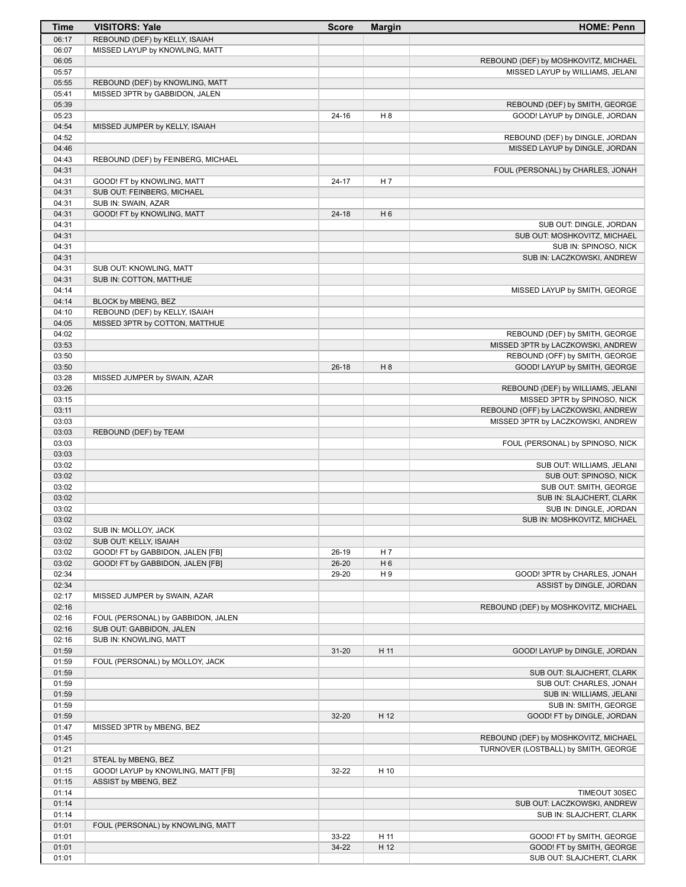| Time | VISITORS: Yale | Score | Margin | HOME: Penn |
|---|---|---|---|---|
| 06:17 | REBOUND (DEF) by KELLY, ISAIAH | | | |
| 06:07 | MISSED LAYUP by KNOWLING, MATT | | | |
| 06:05 | | | | REBOUND (DEF) by MOSHKOVITZ, MICHAEL |
| 05:57 | | | | MISSED LAYUP by WILLIAMS, JELANI |
| 05:55 | REBOUND (DEF) by KNOWLING, MATT | | | |
| 05:41 | MISSED 3PTR by GABBIDON, JALEN | | | |
| 05:39 | | | | REBOUND (DEF) by SMITH, GEORGE |
| 05:23 | | 24-16 | H 8 | GOOD! LAYUP by DINGLE, JORDAN |
| 04:54 | MISSED JUMPER by KELLY, ISAIAH | | | |
| 04:52 | | | | REBOUND (DEF) by DINGLE, JORDAN |
| 04:46 | | | | MISSED LAYUP by DINGLE, JORDAN |
| 04:43 | REBOUND (DEF) by FEINBERG, MICHAEL | | | |
| 04:31 | | | | FOUL (PERSONAL) by CHARLES, JONAH |
| 04:31 | GOOD! FT by KNOWLING, MATT | 24-17 | H 7 | |
| 04:31 | SUB OUT: FEINBERG, MICHAEL | | | |
| 04:31 | SUB IN: SWAIN, AZAR | | | |
| 04:31 | GOOD! FT by KNOWLING, MATT | 24-18 | H 6 | |
| 04:31 | | | | SUB OUT: DINGLE, JORDAN |
| 04:31 | | | | SUB OUT: MOSHKOVITZ, MICHAEL |
| 04:31 | | | | SUB IN: SPINOSO, NICK |
| 04:31 | | | | SUB IN: LACZKOWSKI, ANDREW |
| 04:31 | SUB OUT: KNOWLING, MATT | | | |
| 04:31 | SUB IN: COTTON, MATTHUE | | | |
| 04:14 | | | | MISSED LAYUP by SMITH, GEORGE |
| 04:14 | BLOCK by MBENG, BEZ | | | |
| 04:10 | REBOUND (DEF) by KELLY, ISAIAH | | | |
| 04:05 | MISSED 3PTR by COTTON, MATTHUE | | | |
| 04:02 | | | | REBOUND (DEF) by SMITH, GEORGE |
| 03:53 | | | | MISSED 3PTR by LACZKOWSKI, ANDREW |
| 03:50 | | | | REBOUND (OFF) by SMITH, GEORGE |
| 03:50 | | 26-18 | H 8 | GOOD! LAYUP by SMITH, GEORGE |
| 03:28 | MISSED JUMPER by SWAIN, AZAR | | | |
| 03:26 | | | | REBOUND (DEF) by WILLIAMS, JELANI |
| 03:15 | | | | MISSED 3PTR by SPINOSO, NICK |
| 03:11 | | | | REBOUND (OFF) by LACZKOWSKI, ANDREW |
| 03:03 | | | | MISSED 3PTR by LACZKOWSKI, ANDREW |
| 03:03 | REBOUND (DEF) by TEAM | | | |
| 03:03 | | | | FOUL (PERSONAL) by SPINOSO, NICK |
| 03:03 | | | | |
| 03:02 | | | | SUB OUT: WILLIAMS, JELANI |
| 03:02 | | | | SUB OUT: SPINOSO, NICK |
| 03:02 | | | | SUB OUT: SMITH, GEORGE |
| 03:02 | | | | SUB IN: SLAJCHERT, CLARK |
| 03:02 | | | | SUB IN: DINGLE, JORDAN |
| 03:02 | | | | SUB IN: MOSHKOVITZ, MICHAEL |
| 03:02 | SUB IN: MOLLOY, JACK | | | |
| 03:02 | SUB OUT: KELLY, ISAIAH | | | |
| 03:02 | GOOD! FT by GABBIDON, JALEN [FB] | 26-19 | H 7 | |
| 03:02 | GOOD! FT by GABBIDON, JALEN [FB] | 26-20 | H 6 | |
| 02:34 | | 29-20 | H 9 | GOOD! 3PTR by CHARLES, JONAH |
| 02:34 | | | | ASSIST by DINGLE, JORDAN |
| 02:17 | MISSED JUMPER by SWAIN, AZAR | | | |
| 02:16 | | | | REBOUND (DEF) by MOSHKOVITZ, MICHAEL |
| 02:16 | FOUL (PERSONAL) by GABBIDON, JALEN | | | |
| 02:16 | SUB OUT: GABBIDON, JALEN | | | |
| 02:16 | SUB IN: KNOWLING, MATT | | | |
| 01:59 | | 31-20 | H 11 | GOOD! LAYUP by DINGLE, JORDAN |
| 01:59 | FOUL (PERSONAL) by MOLLOY, JACK | | | |
| 01:59 | | | | SUB OUT: SLAJCHERT, CLARK |
| 01:59 | | | | SUB OUT: CHARLES, JONAH |
| 01:59 | | | | SUB IN: WILLIAMS, JELANI |
| 01:59 | | | | SUB IN: SMITH, GEORGE |
| 01:59 | | 32-20 | H 12 | GOOD! FT by DINGLE, JORDAN |
| 01:47 | MISSED 3PTR by MBENG, BEZ | | | |
| 01:45 | | | | REBOUND (DEF) by MOSHKOVITZ, MICHAEL |
| 01:21 | | | | TURNOVER (LOSTBALL) by SMITH, GEORGE |
| 01:21 | STEAL by MBENG, BEZ | | | |
| 01:15 | GOOD! LAYUP by KNOWLING, MATT [FB] | 32-22 | H 10 | |
| 01:15 | ASSIST by MBENG, BEZ | | | |
| 01:14 | | | | TIMEOUT 30SEC |
| 01:14 | | | | SUB OUT: LACZKOWSKI, ANDREW |
| 01:14 | | | | SUB IN: SLAJCHERT, CLARK |
| 01:01 | FOUL (PERSONAL) by KNOWLING, MATT | | | |
| 01:01 | | 33-22 | H 11 | GOOD! FT by SMITH, GEORGE |
| 01:01 | | 34-22 | H 12 | GOOD! FT by SMITH, GEORGE |
| 01:01 | | | | SUB OUT: SLAJCHERT, CLARK |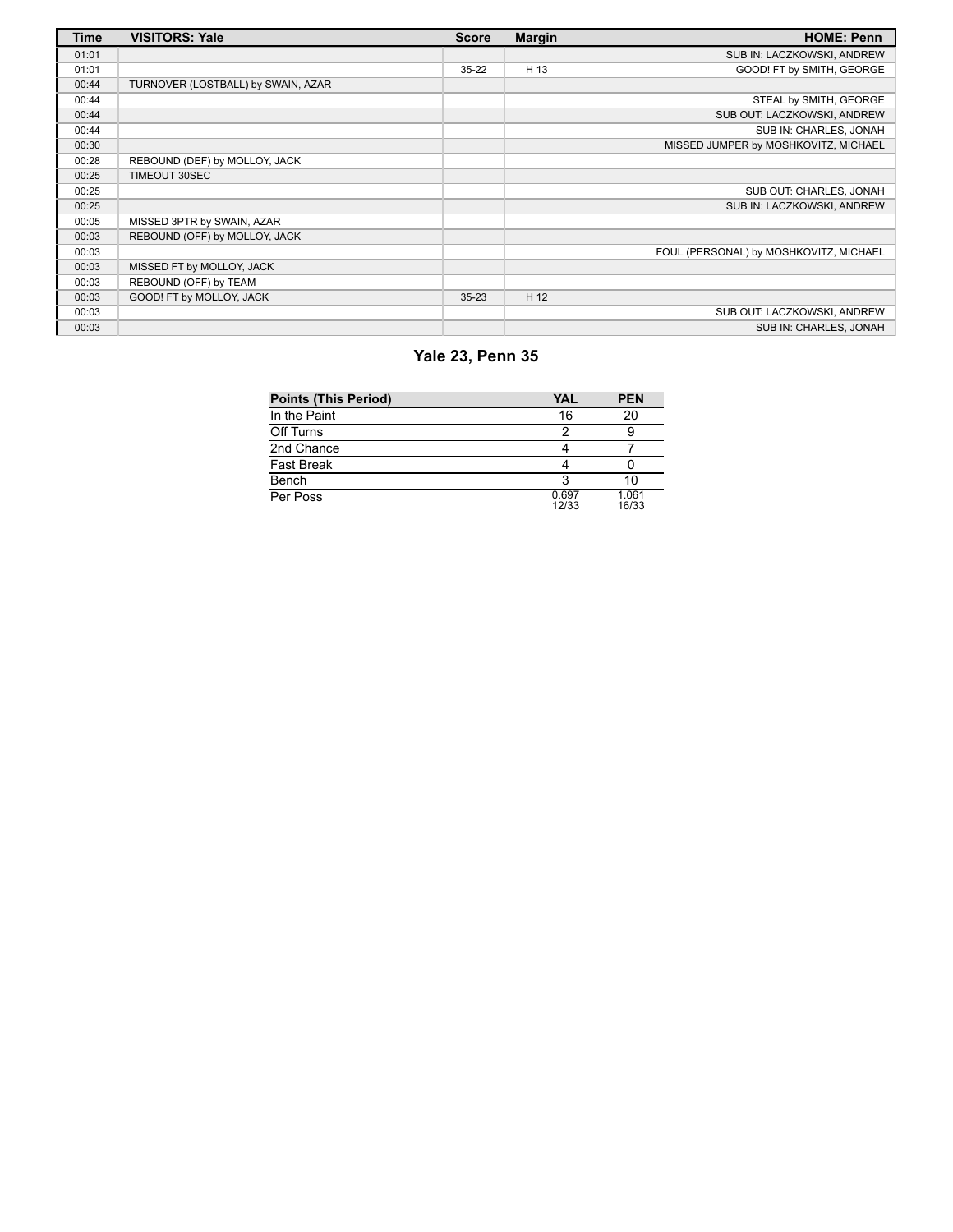| Time | VISITORS: Yale | Score | Margin | HOME: Penn |
|---|---|---|---|---|
| 01:01 | | | | SUB IN: LACZKOWSKI, ANDREW |
| 01:01 | | 35-22 | H 13 | GOOD! FT by SMITH, GEORGE |
| 00:44 | TURNOVER (LOSTBALL) by SWAIN, AZAR | | | |
| 00:44 | | | | STEAL by SMITH, GEORGE |
| 00:44 | | | | SUB OUT: LACZKOWSKI, ANDREW |
| 00:44 | | | | SUB IN: CHARLES, JONAH |
| 00:30 | | | | MISSED JUMPER by MOSHKOVITZ, MICHAEL |
| 00:28 | REBOUND (DEF) by MOLLOY, JACK | | | |
| 00:25 | TIMEOUT 30SEC | | | |
| 00:25 | | | | SUB OUT: CHARLES, JONAH |
| 00:25 | | | | SUB IN: LACZKOWSKI, ANDREW |
| 00:05 | MISSED 3PTR by SWAIN, AZAR | | | |
| 00:03 | REBOUND (OFF) by MOLLOY, JACK | | | |
| 00:03 | | | | FOUL (PERSONAL) by MOSHKOVITZ, MICHAEL |
| 00:03 | MISSED FT by MOLLOY, JACK | | | |
| 00:03 | REBOUND (OFF) by TEAM | | | |
| 00:03 | GOOD! FT by MOLLOY, JACK | 35-23 | H 12 | |
| 00:03 | | | | SUB OUT: LACZKOWSKI, ANDREW |
| 00:03 | | | | SUB IN: CHARLES, JONAH |

## Yale 23, Penn 35

| Points (This Period) | YAL | PEN |
|---|---|---|
| In the Paint | 16 | 20 |
| Off Turns | 2 | 9 |
| 2nd Chance | 4 | 7 |
| Fast Break | 4 | 0 |
| Bench | 3 | 10 |
| Per Poss | 0.697 12/33 | 1.061 16/33 |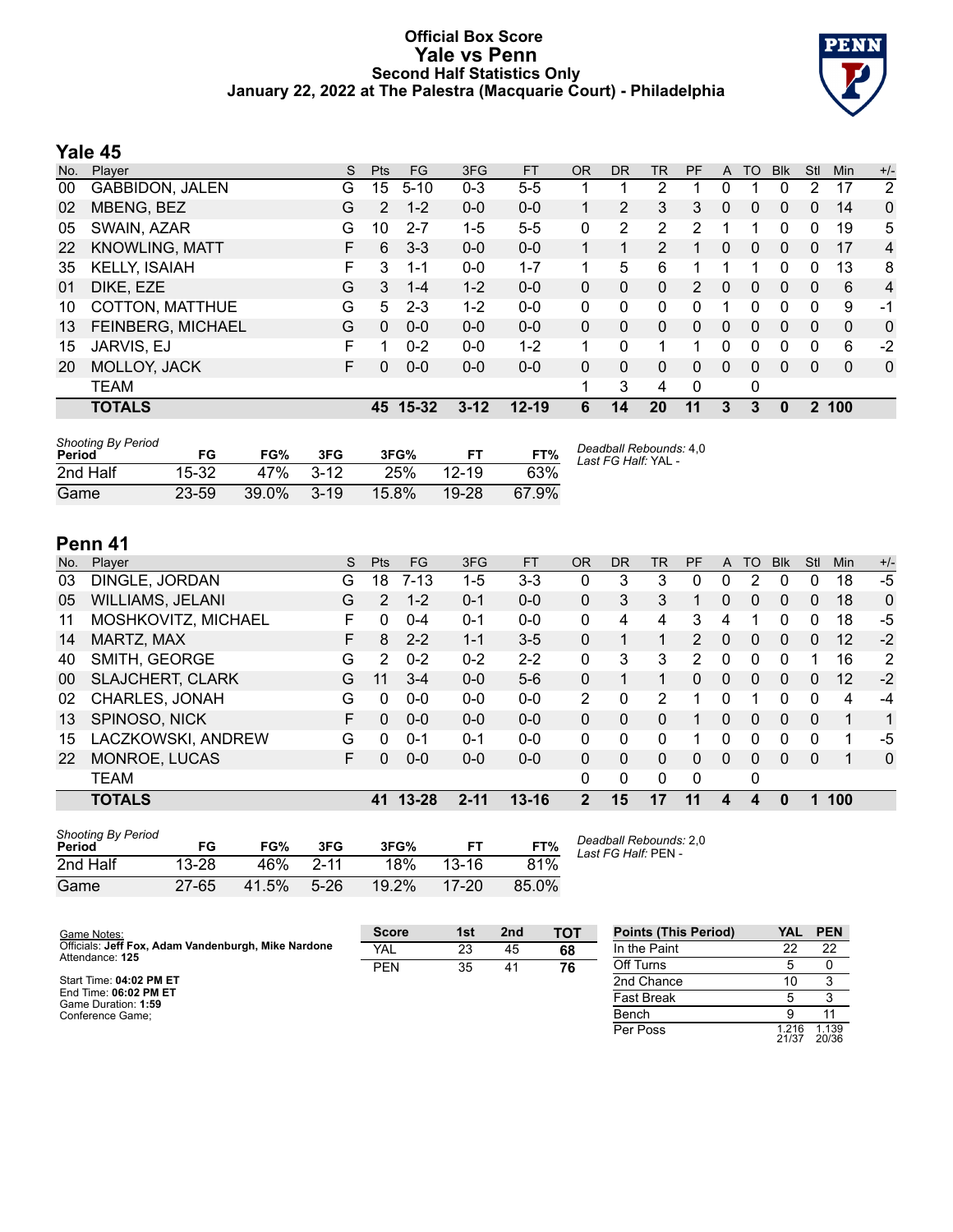# Official Box Score
# Yale vs Penn
## Second Half Statistics Only
### January 22, 2022 at The Palestra (Macquarie Court) - Philadelphia

## Yale 45

| No. | Player | S | Pts | FG | 3FG | FT | OR | DR | TR | PF | A | TO | Blk | Stl | Min | +/- |
|---|---|---|---|---|---|---|---|---|---|---|---|---|---|---|---|---|
| 00 | GABBIDON, JALEN | G | 15 | 5-10 | 0-3 | 5-5 | 1 | 1 | 2 | 1 | 0 | 1 | 0 | 2 | 17 | 2 |
| 02 | MBENG, BEZ | G | 2 | 1-2 | 0-0 | 0-0 | 1 | 2 | 3 | 3 | 0 | 0 | 0 | 0 | 14 | 0 |
| 05 | SWAIN, AZAR | G | 10 | 2-7 | 1-5 | 5-5 | 0 | 2 | 2 | 2 | 1 | 1 | 0 | 0 | 19 | 5 |
| 22 | KNOWLING, MATT | F | 6 | 3-3 | 0-0 | 0-0 | 1 | 1 | 2 | 1 | 0 | 0 | 0 | 0 | 17 | 4 |
| 35 | KELLY, ISAIAH | F | 3 | 1-1 | 0-0 | 1-7 | 1 | 5 | 6 | 1 | 1 | 1 | 0 | 0 | 13 | 8 |
| 01 | DIKE, EZE | G | 3 | 1-4 | 1-2 | 0-0 | 0 | 0 | 0 | 2 | 0 | 0 | 0 | 0 | 6 | 4 |
| 10 | COTTON, MATTHUE | G | 5 | 2-3 | 1-2 | 0-0 | 0 | 0 | 0 | 0 | 1 | 0 | 0 | 0 | 9 | -1 |
| 13 | FEINBERG, MICHAEL | G | 0 | 0-0 | 0-0 | 0-0 | 0 | 0 | 0 | 0 | 0 | 0 | 0 | 0 | 0 | 0 |
| 15 | JARVIS, EJ | F | 1 | 0-2 | 0-0 | 1-2 | 1 | 0 | 1 | 1 | 0 | 0 | 0 | 0 | 6 | -2 |
| 20 | MOLLOY, JACK | F | 0 | 0-0 | 0-0 | 0-0 | 0 | 0 | 0 | 0 | 0 | 0 | 0 | 0 | 0 | 0 |
| | TEAM | | | | | | 1 | 3 | 4 | 0 | | 0 | | | | |
| | **TOTALS** | | **45** | **15-32** | **3-12** | **12-19** | **6** | **14** | **20** | **11** | **3** | **3** | **0** | **2** | **100** | |

*Shooting By Period*

| Period | FG | FG% | 3FG | 3FG% | FT | FT% |
|---|---|---|---|---|---|---|
| 2nd Half | 15-32 | 47% | 3-12 | 25% | 12-19 | 63% |
| Game | 23-59 | 39.0% | 3-19 | 15.8% | 19-28 | 67.9% |

*Deadball Rebounds:* 4,0
*Last FG Half:* YAL -

## Penn 41

| No. | Player | S | Pts | FG | 3FG | FT | OR | DR | TR | PF | A | TO | Blk | Stl | Min | +/- |
|---|---|---|---|---|---|---|---|---|---|---|---|---|---|---|---|---|
| 03 | DINGLE, JORDAN | G | 18 | 7-13 | 1-5 | 3-3 | 0 | 3 | 3 | 0 | 0 | 2 | 0 | 0 | 18 | -5 |
| 05 | WILLIAMS, JELANI | G | 2 | 1-2 | 0-1 | 0-0 | 0 | 3 | 3 | 1 | 0 | 0 | 0 | 0 | 18 | 0 |
| 11 | MOSHKOVITZ, MICHAEL | F | 0 | 0-4 | 0-1 | 0-0 | 0 | 4 | 4 | 3 | 4 | 1 | 0 | 0 | 18 | -5 |
| 14 | MARTZ, MAX | F | 8 | 2-2 | 1-1 | 3-5 | 0 | 1 | 1 | 2 | 0 | 0 | 0 | 0 | 12 | -2 |
| 40 | SMITH, GEORGE | G | 2 | 0-2 | 0-2 | 2-2 | 0 | 3 | 3 | 2 | 0 | 0 | 0 | 1 | 16 | 2 |
| 00 | SLAJCHERT, CLARK | G | 11 | 3-4 | 0-0 | 5-6 | 0 | 1 | 1 | 0 | 0 | 0 | 0 | 0 | 12 | -2 |
| 02 | CHARLES, JONAH | G | 0 | 0-0 | 0-0 | 0-0 | 2 | 0 | 2 | 1 | 0 | 1 | 0 | 0 | 4 | -4 |
| 13 | SPINOSO, NICK | F | 0 | 0-0 | 0-0 | 0-0 | 0 | 0 | 0 | 1 | 0 | 0 | 0 | 0 | 1 | 1 |
| 15 | LACZKOWSKI, ANDREW | G | 0 | 0-1 | 0-1 | 0-0 | 0 | 0 | 0 | 1 | 0 | 0 | 0 | 0 | 1 | -5 |
| 22 | MONROE, LUCAS | F | 0 | 0-0 | 0-0 | 0-0 | 0 | 0 | 0 | 0 | 0 | 0 | 0 | 0 | 1 | 0 |
| | TEAM | | | | | | 0 | 0 | 0 | 0 | | 0 | | | | |
| | **TOTALS** | | **41** | **13-28** | **2-11** | **13-16** | **2** | **15** | **17** | **11** | **4** | **4** | **0** | **1** | **100** | |

*Shooting By Period*

| Period | FG | FG% | 3FG | 3FG% | FT | FT% |
|---|---|---|---|---|---|---|
| 2nd Half | 13-28 | 46% | 2-11 | 18% | 13-16 | 81% |
| Game | 27-65 | 41.5% | 5-26 | 19.2% | 17-20 | 85.0% |

*Deadball Rebounds:* 2,0
*Last FG Half:* PEN -

Game Notes:
Officials: **Jeff Fox, Adam Vandenburgh, Mike Nardone**
Attendance: **125**

Start Time: **04:02 PM ET**
End Time: **06:02 PM ET**
Game Duration: **1:59**
Conference Game;

| Score | 1st | 2nd | TOT |
|---|---|---|---|
| YAL | 23 | 45 | **68** |
| PEN | 35 | 41 | **76** |

| Points (This Period) | YAL | PEN |
|---|---|---|
| In the Paint | 22 | 22 |
| Off Turns | 5 | 0 |
| 2nd Chance | 10 | 3 |
| Fast Break | 5 | 3 |
| Bench | 9 | 11 |
| Per Poss | 1.216 21/37 | 1.139 20/36 |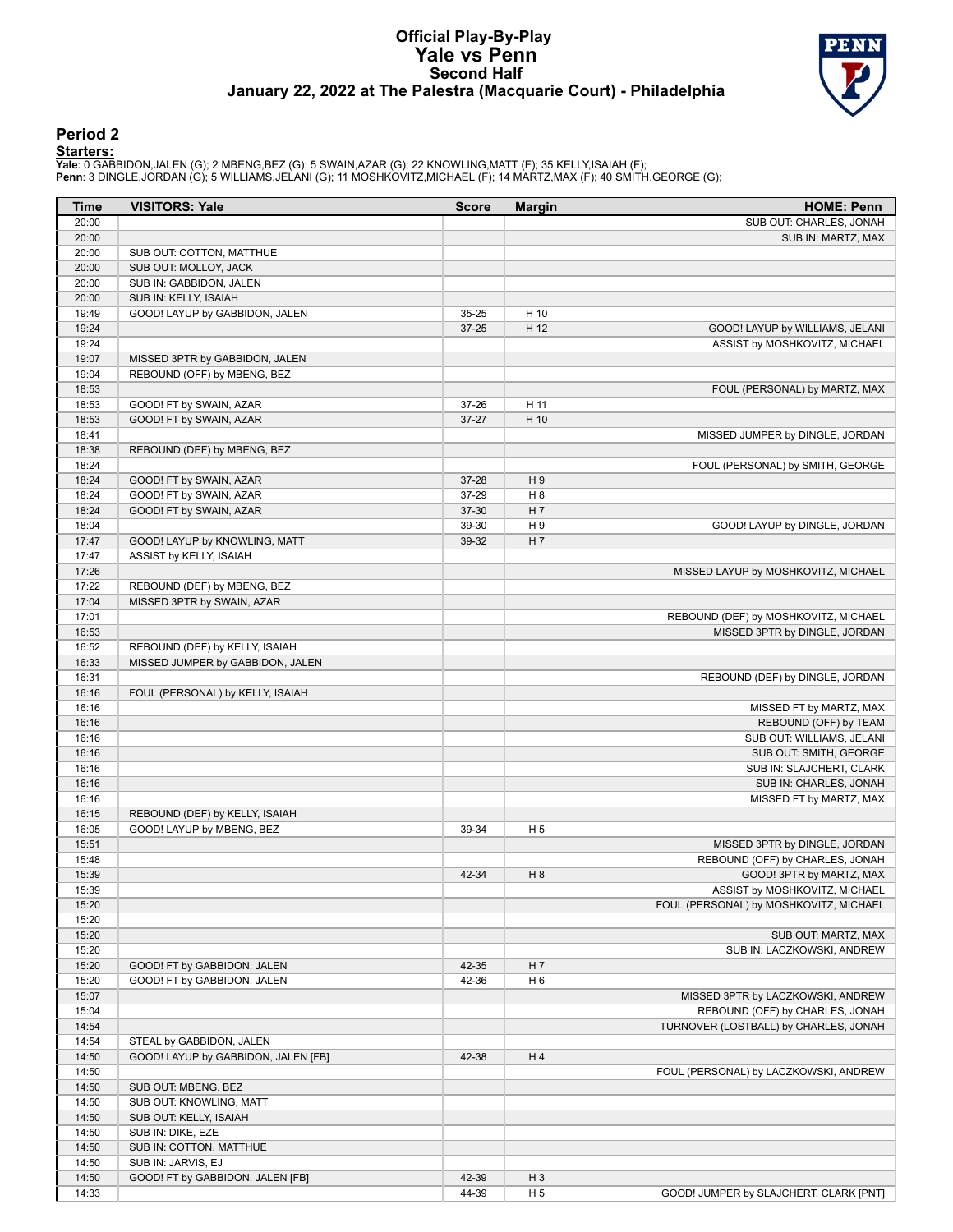# Official Play-By-Play
## Yale vs Penn
### Second Half
### January 22, 2022 at The Palestra (Macquarie Court) - Philadelphia

## Period 2

**Starters:**

**Yale**: 0 GABBIDON,JALEN (G); 2 MBENG,BEZ (G); 5 SWAIN,AZAR (G); 22 KNOWLING,MATT (F); 35 KELLY,ISAIAH (F);
**Penn**: 3 DINGLE,JORDAN (G); 5 WILLIAMS,JELANI (G); 11 MOSHKOVITZ,MICHAEL (F); 14 MARTZ,MAX (F); 40 SMITH,GEORGE (G);

| Time | VISITORS: Yale | Score | Margin | HOME: Penn |
|---|---|---|---|---|
| 20:00 | | | | SUB OUT: CHARLES, JONAH |
| 20:00 | | | | SUB IN: MARTZ, MAX |
| 20:00 | SUB OUT: COTTON, MATTHUE | | | |
| 20:00 | SUB OUT: MOLLOY, JACK | | | |
| 20:00 | SUB IN: GABBIDON, JALEN | | | |
| 20:00 | SUB IN: KELLY, ISAIAH | | | |
| 19:49 | GOOD! LAYUP by GABBIDON, JALEN | 35-25 | H 10 | |
| 19:24 | | 37-25 | H 12 | GOOD! LAYUP by WILLIAMS, JELANI |
| 19:24 | | | | ASSIST by MOSHKOVITZ, MICHAEL |
| 19:07 | MISSED 3PTR by GABBIDON, JALEN | | | |
| 19:04 | REBOUND (OFF) by MBENG, BEZ | | | |
| 18:53 | | | | FOUL (PERSONAL) by MARTZ, MAX |
| 18:53 | GOOD! FT by SWAIN, AZAR | 37-26 | H 11 | |
| 18:53 | GOOD! FT by SWAIN, AZAR | 37-27 | H 10 | |
| 18:41 | | | | MISSED JUMPER by DINGLE, JORDAN |
| 18:38 | REBOUND (DEF) by MBENG, BEZ | | | |
| 18:24 | | | | FOUL (PERSONAL) by SMITH, GEORGE |
| 18:24 | GOOD! FT by SWAIN, AZAR | 37-28 | H 9 | |
| 18:24 | GOOD! FT by SWAIN, AZAR | 37-29 | H 8 | |
| 18:24 | GOOD! FT by SWAIN, AZAR | 37-30 | H 7 | |
| 18:04 | | 39-30 | H 9 | GOOD! LAYUP by DINGLE, JORDAN |
| 17:47 | GOOD! LAYUP by KNOWLING, MATT | 39-32 | H 7 | |
| 17:47 | ASSIST by KELLY, ISAIAH | | | |
| 17:26 | | | | MISSED LAYUP by MOSHKOVITZ, MICHAEL |
| 17:22 | REBOUND (DEF) by MBENG, BEZ | | | |
| 17:04 | MISSED 3PTR by SWAIN, AZAR | | | |
| 17:01 | | | | REBOUND (DEF) by MOSHKOVITZ, MICHAEL |
| 16:53 | | | | MISSED 3PTR by DINGLE, JORDAN |
| 16:52 | REBOUND (DEF) by KELLY, ISAIAH | | | |
| 16:33 | MISSED JUMPER by GABBIDON, JALEN | | | |
| 16:31 | | | | REBOUND (DEF) by DINGLE, JORDAN |
| 16:16 | FOUL (PERSONAL) by KELLY, ISAIAH | | | |
| 16:16 | | | | MISSED FT by MARTZ, MAX |
| 16:16 | | | | REBOUND (OFF) by TEAM |
| 16:16 | | | | SUB OUT: WILLIAMS, JELANI |
| 16:16 | | | | SUB OUT: SMITH, GEORGE |
| 16:16 | | | | SUB IN: SLAJCHERT, CLARK |
| 16:16 | | | | SUB IN: CHARLES, JONAH |
| 16:16 | | | | MISSED FT by MARTZ, MAX |
| 16:15 | REBOUND (DEF) by KELLY, ISAIAH | | | |
| 16:05 | GOOD! LAYUP by MBENG, BEZ | 39-34 | H 5 | |
| 15:51 | | | | MISSED 3PTR by DINGLE, JORDAN |
| 15:48 | | | | REBOUND (OFF) by CHARLES, JONAH |
| 15:39 | | 42-34 | H 8 | GOOD! 3PTR by MARTZ, MAX |
| 15:39 | | | | ASSIST by MOSHKOVITZ, MICHAEL |
| 15:20 | | | | FOUL (PERSONAL) by MOSHKOVITZ, MICHAEL |
| 15:20 | | | | |
| 15:20 | | | | SUB OUT: MARTZ, MAX |
| 15:20 | | | | SUB IN: LACZKOWSKI, ANDREW |
| 15:20 | GOOD! FT by GABBIDON, JALEN | 42-35 | H 7 | |
| 15:20 | GOOD! FT by GABBIDON, JALEN | 42-36 | H 6 | |
| 15:07 | | | | MISSED 3PTR by LACZKOWSKI, ANDREW |
| 15:04 | | | | REBOUND (OFF) by CHARLES, JONAH |
| 14:54 | | | | TURNOVER (LOSTBALL) by CHARLES, JONAH |
| 14:54 | STEAL by GABBIDON, JALEN | | | |
| 14:50 | GOOD! LAYUP by GABBIDON, JALEN [FB] | 42-38 | H 4 | |
| 14:50 | | | | FOUL (PERSONAL) by LACZKOWSKI, ANDREW |
| 14:50 | SUB OUT: MBENG, BEZ | | | |
| 14:50 | SUB OUT: KNOWLING, MATT | | | |
| 14:50 | SUB OUT: KELLY, ISAIAH | | | |
| 14:50 | SUB IN: DIKE, EZE | | | |
| 14:50 | SUB IN: COTTON, MATTHUE | | | |
| 14:50 | SUB IN: JARVIS, EJ | | | |
| 14:50 | GOOD! FT by GABBIDON, JALEN [FB] | 42-39 | H 3 | |
| 14:33 | | 44-39 | H 5 | GOOD! JUMPER by SLAJCHERT, CLARK [PNT] |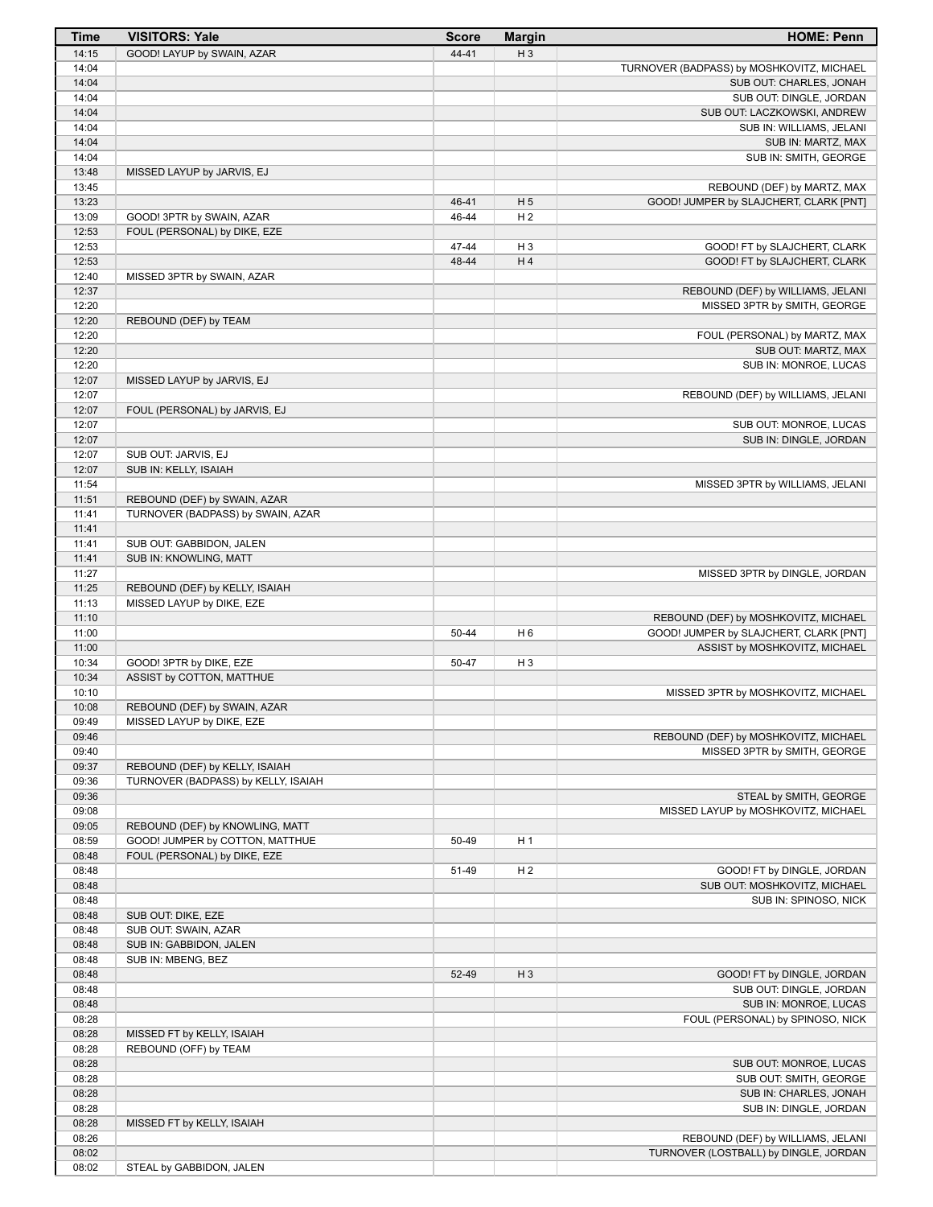| Time | VISITORS: Yale | Score | Margin | HOME: Penn |
|---|---|---|---|---|
| 14:15 | GOOD! LAYUP by SWAIN, AZAR | 44-41 | H 3 | |
| 14:04 | | | | TURNOVER (BADPASS) by MOSHKOVITZ, MICHAEL |
| 14:04 | | | | SUB OUT: CHARLES, JONAH |
| 14:04 | | | | SUB OUT: DINGLE, JORDAN |
| 14:04 | | | | SUB OUT: LACZKOWSKI, ANDREW |
| 14:04 | | | | SUB IN: WILLIAMS, JELANI |
| 14:04 | | | | SUB IN: MARTZ, MAX |
| 14:04 | | | | SUB IN: SMITH, GEORGE |
| 13:48 | MISSED LAYUP by JARVIS, EJ | | | |
| 13:45 | | | | REBOUND (DEF) by MARTZ, MAX |
| 13:23 | | 46-41 | H 5 | GOOD! JUMPER by SLAJCHERT, CLARK [PNT] |
| 13:09 | GOOD! 3PTR by SWAIN, AZAR | 46-44 | H 2 | |
| 12:53 | FOUL (PERSONAL) by DIKE, EZE | | | |
| 12:53 | | 47-44 | H 3 | GOOD! FT by SLAJCHERT, CLARK |
| 12:53 | | 48-44 | H 4 | GOOD! FT by SLAJCHERT, CLARK |
| 12:40 | MISSED 3PTR by SWAIN, AZAR | | | |
| 12:37 | | | | REBOUND (DEF) by WILLIAMS, JELANI |
| 12:20 | | | | MISSED 3PTR by SMITH, GEORGE |
| 12:20 | REBOUND (DEF) by TEAM | | | |
| 12:20 | | | | FOUL (PERSONAL) by MARTZ, MAX |
| 12:20 | | | | SUB OUT: MARTZ, MAX |
| 12:20 | | | | SUB IN: MONROE, LUCAS |
| 12:07 | MISSED LAYUP by JARVIS, EJ | | | |
| 12:07 | | | | REBOUND (DEF) by WILLIAMS, JELANI |
| 12:07 | FOUL (PERSONAL) by JARVIS, EJ | | | |
| 12:07 | | | | SUB OUT: MONROE, LUCAS |
| 12:07 | | | | SUB IN: DINGLE, JORDAN |
| 12:07 | SUB OUT: JARVIS, EJ | | | |
| 12:07 | SUB IN: KELLY, ISAIAH | | | |
| 11:54 | | | | MISSED 3PTR by WILLIAMS, JELANI |
| 11:51 | REBOUND (DEF) by SWAIN, AZAR | | | |
| 11:41 | TURNOVER (BADPASS) by SWAIN, AZAR | | | |
| 11:41 | | | | |
| 11:41 | SUB OUT: GABBIDON, JALEN | | | |
| 11:41 | SUB IN: KNOWLING, MATT | | | |
| 11:27 | | | | MISSED 3PTR by DINGLE, JORDAN |
| 11:25 | REBOUND (DEF) by KELLY, ISAIAH | | | |
| 11:13 | MISSED LAYUP by DIKE, EZE | | | |
| 11:10 | | | | REBOUND (DEF) by MOSHKOVITZ, MICHAEL |
| 11:00 | | 50-44 | H 6 | GOOD! JUMPER by SLAJCHERT, CLARK [PNT] |
| 11:00 | | | | ASSIST by MOSHKOVITZ, MICHAEL |
| 10:34 | GOOD! 3PTR by DIKE, EZE | 50-47 | H 3 | |
| 10:34 | ASSIST by COTTON, MATTHUE | | | |
| 10:10 | | | | MISSED 3PTR by MOSHKOVITZ, MICHAEL |
| 10:08 | REBOUND (DEF) by SWAIN, AZAR | | | |
| 09:49 | MISSED LAYUP by DIKE, EZE | | | |
| 09:46 | | | | REBOUND (DEF) by MOSHKOVITZ, MICHAEL |
| 09:40 | | | | MISSED 3PTR by SMITH, GEORGE |
| 09:37 | REBOUND (DEF) by KELLY, ISAIAH | | | |
| 09:36 | TURNOVER (BADPASS) by KELLY, ISAIAH | | | |
| 09:36 | | | | STEAL by SMITH, GEORGE |
| 09:08 | | | | MISSED LAYUP by MOSHKOVITZ, MICHAEL |
| 09:05 | REBOUND (DEF) by KNOWLING, MATT | | | |
| 08:59 | GOOD! JUMPER by COTTON, MATTHUE | 50-49 | H 1 | |
| 08:48 | FOUL (PERSONAL) by DIKE, EZE | | | |
| 08:48 | | 51-49 | H 2 | GOOD! FT by DINGLE, JORDAN |
| 08:48 | | | | SUB OUT: MOSHKOVITZ, MICHAEL |
| 08:48 | | | | SUB IN: SPINOSO, NICK |
| 08:48 | SUB OUT: DIKE, EZE | | | |
| 08:48 | SUB OUT: SWAIN, AZAR | | | |
| 08:48 | SUB IN: GABBIDON, JALEN | | | |
| 08:48 | SUB IN: MBENG, BEZ | | | |
| 08:48 | | 52-49 | H 3 | GOOD! FT by DINGLE, JORDAN |
| 08:48 | | | | SUB OUT: DINGLE, JORDAN |
| 08:48 | | | | SUB IN: MONROE, LUCAS |
| 08:28 | | | | FOUL (PERSONAL) by SPINOSO, NICK |
| 08:28 | MISSED FT by KELLY, ISAIAH | | | |
| 08:28 | REBOUND (OFF) by TEAM | | | |
| 08:28 | | | | SUB OUT: MONROE, LUCAS |
| 08:28 | | | | SUB OUT: SMITH, GEORGE |
| 08:28 | | | | SUB IN: CHARLES, JONAH |
| 08:28 | | | | SUB IN: DINGLE, JORDAN |
| 08:28 | MISSED FT by KELLY, ISAIAH | | | |
| 08:26 | | | | REBOUND (DEF) by WILLIAMS, JELANI |
| 08:02 | | | | TURNOVER (LOSTBALL) by DINGLE, JORDAN |
| 08:02 | STEAL by GABBIDON, JALEN | | | |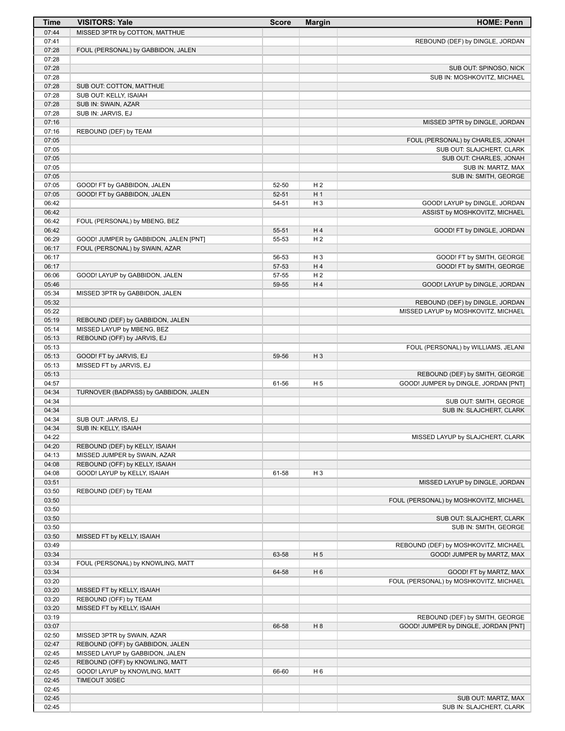| Time | VISITORS: Yale | Score | Margin | HOME: Penn |
|---|---|---|---|---|
| 07:44 | MISSED 3PTR by COTTON, MATTHUE | | | |
| 07:41 | | | | REBOUND (DEF) by DINGLE, JORDAN |
| 07:28 | FOUL (PERSONAL) by GABBIDON, JALEN | | | |
| 07:28 | | | | |
| 07:28 | | | | SUB OUT: SPINOSO, NICK |
| 07:28 | | | | SUB IN: MOSHKOVITZ, MICHAEL |
| 07:28 | SUB OUT: COTTON, MATTHUE | | | |
| 07:28 | SUB OUT: KELLY, ISAIAH | | | |
| 07:28 | SUB IN: SWAIN, AZAR | | | |
| 07:28 | SUB IN: JARVIS, EJ | | | |
| 07:16 | | | | MISSED 3PTR by DINGLE, JORDAN |
| 07:16 | REBOUND (DEF) by TEAM | | | |
| 07:05 | | | | FOUL (PERSONAL) by CHARLES, JONAH |
| 07:05 | | | | SUB OUT: SLAJCHERT, CLARK |
| 07:05 | | | | SUB OUT: CHARLES, JONAH |
| 07:05 | | | | SUB IN: MARTZ, MAX |
| 07:05 | | | | SUB IN: SMITH, GEORGE |
| 07:05 | GOOD! FT by GABBIDON, JALEN | 52-50 | H 2 | |
| 07:05 | GOOD! FT by GABBIDON, JALEN | 52-51 | H 1 | |
| 06:42 | | 54-51 | H 3 | GOOD! LAYUP by DINGLE, JORDAN |
| 06:42 | | | | ASSIST by MOSHKOVITZ, MICHAEL |
| 06:42 | FOUL (PERSONAL) by MBENG, BEZ | | | |
| 06:42 | | 55-51 | H 4 | GOOD! FT by DINGLE, JORDAN |
| 06:29 | GOOD! JUMPER by GABBIDON, JALEN [PNT] | 55-53 | H 2 | |
| 06:17 | FOUL (PERSONAL) by SWAIN, AZAR | | | |
| 06:17 | | 56-53 | H 3 | GOOD! FT by SMITH, GEORGE |
| 06:17 | | 57-53 | H 4 | GOOD! FT by SMITH, GEORGE |
| 06:06 | GOOD! LAYUP by GABBIDON, JALEN | 57-55 | H 2 | |
| 05:46 | | 59-55 | H 4 | GOOD! LAYUP by DINGLE, JORDAN |
| 05:34 | MISSED 3PTR by GABBIDON, JALEN | | | |
| 05:32 | | | | REBOUND (DEF) by DINGLE, JORDAN |
| 05:22 | | | | MISSED LAYUP by MOSHKOVITZ, MICHAEL |
| 05:19 | REBOUND (DEF) by GABBIDON, JALEN | | | |
| 05:14 | MISSED LAYUP by MBENG, BEZ | | | |
| 05:13 | REBOUND (OFF) by JARVIS, EJ | | | |
| 05:13 | | | | FOUL (PERSONAL) by WILLIAMS, JELANI |
| 05:13 | GOOD! FT by JARVIS, EJ | 59-56 | H 3 | |
| 05:13 | MISSED FT by JARVIS, EJ | | | |
| 05:13 | | | | REBOUND (DEF) by SMITH, GEORGE |
| 04:57 | | 61-56 | H 5 | GOOD! JUMPER by DINGLE, JORDAN [PNT] |
| 04:34 | TURNOVER (BADPASS) by GABBIDON, JALEN | | | |
| 04:34 | | | | SUB OUT: SMITH, GEORGE |
| 04:34 | | | | SUB IN: SLAJCHERT, CLARK |
| 04:34 | SUB OUT: JARVIS, EJ | | | |
| 04:34 | SUB IN: KELLY, ISAIAH | | | |
| 04:22 | | | | MISSED LAYUP by SLAJCHERT, CLARK |
| 04:20 | REBOUND (DEF) by KELLY, ISAIAH | | | |
| 04:13 | MISSED JUMPER by SWAIN, AZAR | | | |
| 04:08 | REBOUND (OFF) by KELLY, ISAIAH | | | |
| 04:08 | GOOD! LAYUP by KELLY, ISAIAH | 61-58 | H 3 | |
| 03:51 | | | | MISSED LAYUP by DINGLE, JORDAN |
| 03:50 | REBOUND (DEF) by TEAM | | | |
| 03:50 | | | | FOUL (PERSONAL) by MOSHKOVITZ, MICHAEL |
| 03:50 | | | | |
| 03:50 | | | | SUB OUT: SLAJCHERT, CLARK |
| 03:50 | | | | SUB IN: SMITH, GEORGE |
| 03:50 | MISSED FT by KELLY, ISAIAH | | | |
| 03:49 | | | | REBOUND (DEF) by MOSHKOVITZ, MICHAEL |
| 03:34 | | 63-58 | H 5 | GOOD! JUMPER by MARTZ, MAX |
| 03:34 | FOUL (PERSONAL) by KNOWLING, MATT | | | |
| 03:34 | | 64-58 | H 6 | GOOD! FT by MARTZ, MAX |
| 03:20 | | | | FOUL (PERSONAL) by MOSHKOVITZ, MICHAEL |
| 03:20 | MISSED FT by KELLY, ISAIAH | | | |
| 03:20 | REBOUND (OFF) by TEAM | | | |
| 03:20 | MISSED FT by KELLY, ISAIAH | | | |
| 03:19 | | | | REBOUND (DEF) by SMITH, GEORGE |
| 03:07 | | 66-58 | H 8 | GOOD! JUMPER by DINGLE, JORDAN [PNT] |
| 02:50 | MISSED 3PTR by SWAIN, AZAR | | | |
| 02:47 | REBOUND (OFF) by GABBIDON, JALEN | | | |
| 02:45 | MISSED LAYUP by GABBIDON, JALEN | | | |
| 02:45 | REBOUND (OFF) by KNOWLING, MATT | | | |
| 02:45 | GOOD! LAYUP by KNOWLING, MATT | 66-60 | H 6 | |
| 02:45 | TIMEOUT 30SEC | | | |
| 02:45 | | | | |
| 02:45 | | | | SUB OUT: MARTZ, MAX |
| 02:45 | | | | SUB IN: SLAJCHERT, CLARK |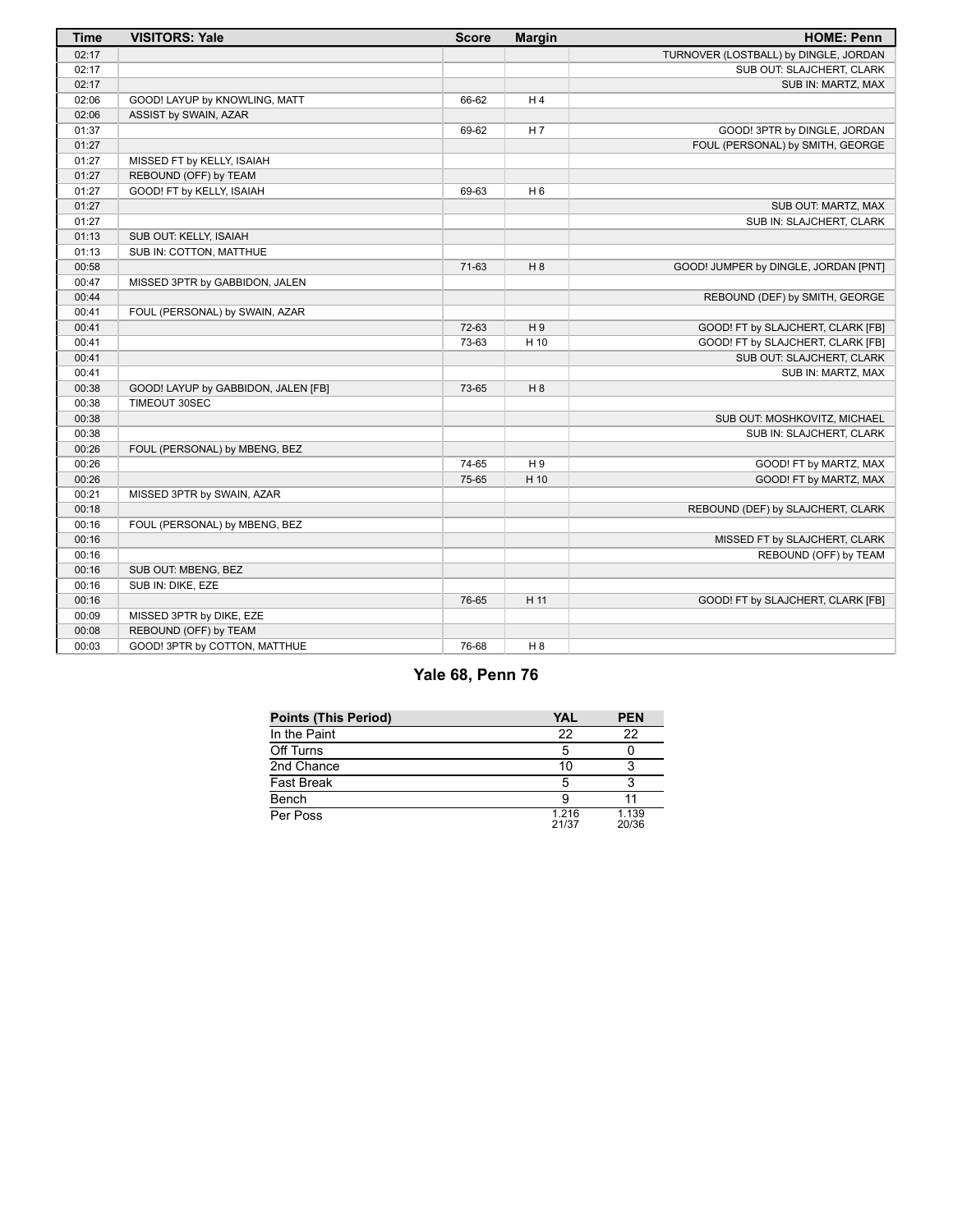| Time | VISITORS: Yale | Score | Margin | HOME: Penn |
| --- | --- | --- | --- | --- |
| 02:17 | | | | TURNOVER (LOSTBALL) by DINGLE, JORDAN |
| 02:17 | | | | SUB OUT: SLAJCHERT, CLARK |
| 02:17 | | | | SUB IN: MARTZ, MAX |
| 02:06 | GOOD! LAYUP by KNOWLING, MATT | 66-62 | H 4 | |
| 02:06 | ASSIST by SWAIN, AZAR | | | |
| 01:37 | | 69-62 | H 7 | GOOD! 3PTR by DINGLE, JORDAN |
| 01:27 | | | | FOUL (PERSONAL) by SMITH, GEORGE |
| 01:27 | MISSED FT by KELLY, ISAIAH | | | |
| 01:27 | REBOUND (OFF) by TEAM | | | |
| 01:27 | GOOD! FT by KELLY, ISAIAH | 69-63 | H 6 | |
| 01:27 | | | | SUB OUT: MARTZ, MAX |
| 01:27 | | | | SUB IN: SLAJCHERT, CLARK |
| 01:13 | SUB OUT: KELLY, ISAIAH | | | |
| 01:13 | SUB IN: COTTON, MATTHUE | | | |
| 00:58 | | 71-63 | H 8 | GOOD! JUMPER by DINGLE, JORDAN [PNT] |
| 00:47 | MISSED 3PTR by GABBIDON, JALEN | | | |
| 00:44 | | | | REBOUND (DEF) by SMITH, GEORGE |
| 00:41 | FOUL (PERSONAL) by SWAIN, AZAR | | | |
| 00:41 | | 72-63 | H 9 | GOOD! FT by SLAJCHERT, CLARK [FB] |
| 00:41 | | 73-63 | H 10 | GOOD! FT by SLAJCHERT, CLARK [FB] |
| 00:41 | | | | SUB OUT: SLAJCHERT, CLARK |
| 00:41 | | | | SUB IN: MARTZ, MAX |
| 00:38 | GOOD! LAYUP by GABBIDON, JALEN [FB] | 73-65 | H 8 | |
| 00:38 | TIMEOUT 30SEC | | | |
| 00:38 | | | | SUB OUT: MOSHKOVITZ, MICHAEL |
| 00:38 | | | | SUB IN: SLAJCHERT, CLARK |
| 00:26 | FOUL (PERSONAL) by MBENG, BEZ | | | |
| 00:26 | | 74-65 | H 9 | GOOD! FT by MARTZ, MAX |
| 00:26 | | 75-65 | H 10 | GOOD! FT by MARTZ, MAX |
| 00:21 | MISSED 3PTR by SWAIN, AZAR | | | |
| 00:18 | | | | REBOUND (DEF) by SLAJCHERT, CLARK |
| 00:16 | FOUL (PERSONAL) by MBENG, BEZ | | | |
| 00:16 | | | | MISSED FT by SLAJCHERT, CLARK |
| 00:16 | | | | REBOUND (OFF) by TEAM |
| 00:16 | SUB OUT: MBENG, BEZ | | | |
| 00:16 | SUB IN: DIKE, EZE | | | |
| 00:16 | | 76-65 | H 11 | GOOD! FT by SLAJCHERT, CLARK [FB] |
| 00:09 | MISSED 3PTR by DIKE, EZE | | | |
| 00:08 | REBOUND (OFF) by TEAM | | | |
| 00:03 | GOOD! 3PTR by COTTON, MATTHUE | 76-68 | H 8 | |

## Yale 68, Penn 76

| Points (This Period) | YAL | PEN |
| --- | --- | --- |
| In the Paint | 22 | 22 |
| Off Turns | 5 | 0 |
| 2nd Chance | 10 | 3 |
| Fast Break | 5 | 3 |
| Bench | 9 | 11 |
| Per Poss | 1.216 21/37 | 1.139 20/36 |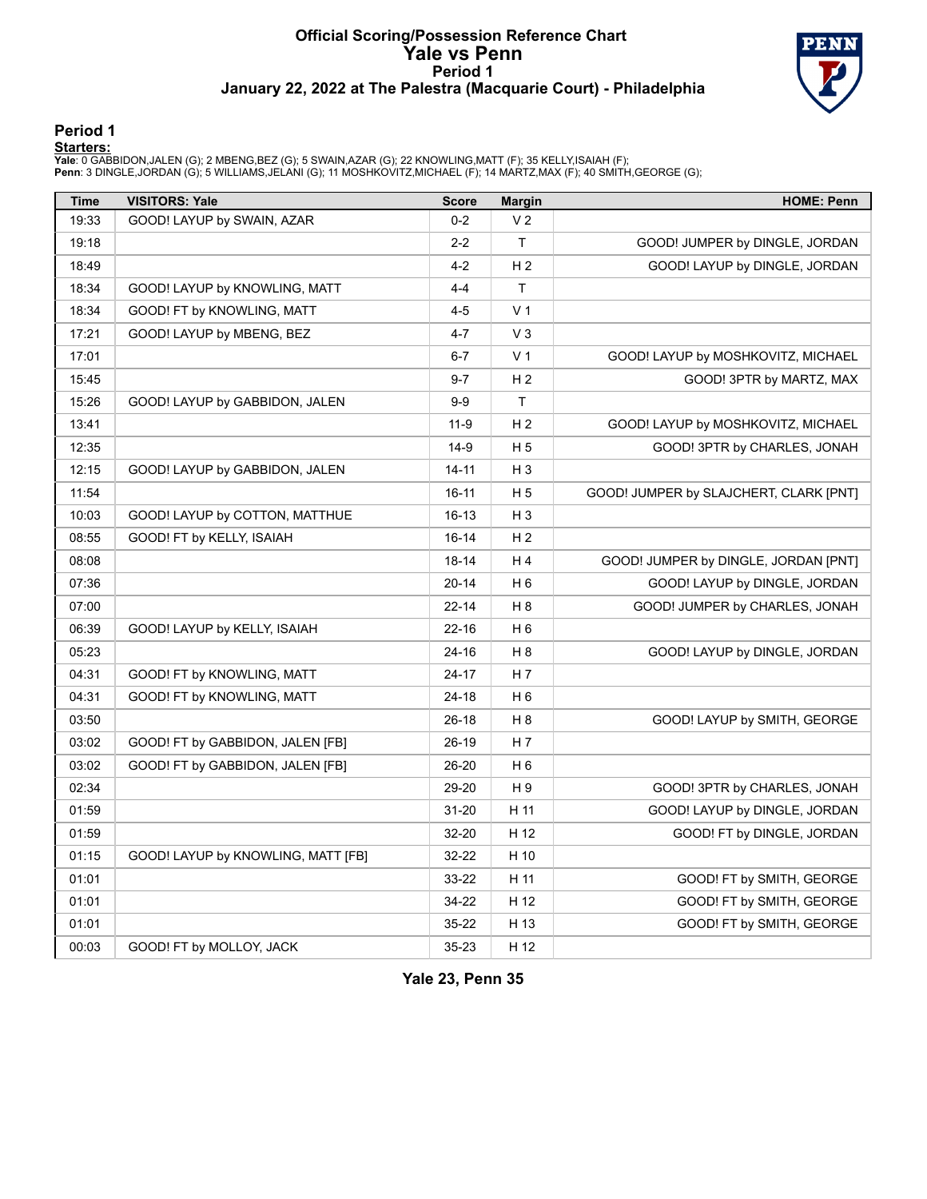# Official Scoring/Possession Reference Chart
# Yale vs Penn
## Period 1
## January 22, 2022 at The Palestra (Macquarie Court) - Philadelphia

### Period 1

**Starters:**

**Yale**: 0 GABBIDON,JALEN (G); 2 MBENG,BEZ (G); 5 SWAIN,AZAR (G); 22 KNOWLING,MATT (F); 35 KELLY,ISAIAH (F);
**Penn**: 3 DINGLE,JORDAN (G); 5 WILLIAMS,JELANI (G); 11 MOSHKOVITZ,MICHAEL (F); 14 MARTZ,MAX (F); 40 SMITH,GEORGE (G);

| Time | VISITORS: Yale | Score | Margin | HOME: Penn |
|---|---|---|---|---|
| 19:33 | GOOD! LAYUP by SWAIN, AZAR | 0-2 | V 2 | |
| 19:18 | | 2-2 | T | GOOD! JUMPER by DINGLE, JORDAN |
| 18:49 | | 4-2 | H 2 | GOOD! LAYUP by DINGLE, JORDAN |
| 18:34 | GOOD! LAYUP by KNOWLING, MATT | 4-4 | T | |
| 18:34 | GOOD! FT by KNOWLING, MATT | 4-5 | V 1 | |
| 17:21 | GOOD! LAYUP by MBENG, BEZ | 4-7 | V 3 | |
| 17:01 | | 6-7 | V 1 | GOOD! LAYUP by MOSHKOVITZ, MICHAEL |
| 15:45 | | 9-7 | H 2 | GOOD! 3PTR by MARTZ, MAX |
| 15:26 | GOOD! LAYUP by GABBIDON, JALEN | 9-9 | T | |
| 13:41 | | 11-9 | H 2 | GOOD! LAYUP by MOSHKOVITZ, MICHAEL |
| 12:35 | | 14-9 | H 5 | GOOD! 3PTR by CHARLES, JONAH |
| 12:15 | GOOD! LAYUP by GABBIDON, JALEN | 14-11 | H 3 | |
| 11:54 | | 16-11 | H 5 | GOOD! JUMPER by SLAJCHERT, CLARK [PNT] |
| 10:03 | GOOD! LAYUP by COTTON, MATTHUE | 16-13 | H 3 | |
| 08:55 | GOOD! FT by KELLY, ISAIAH | 16-14 | H 2 | |
| 08:08 | | 18-14 | H 4 | GOOD! JUMPER by DINGLE, JORDAN [PNT] |
| 07:36 | | 20-14 | H 6 | GOOD! LAYUP by DINGLE, JORDAN |
| 07:00 | | 22-14 | H 8 | GOOD! JUMPER by CHARLES, JONAH |
| 06:39 | GOOD! LAYUP by KELLY, ISAIAH | 22-16 | H 6 | |
| 05:23 | | 24-16 | H 8 | GOOD! LAYUP by DINGLE, JORDAN |
| 04:31 | GOOD! FT by KNOWLING, MATT | 24-17 | H 7 | |
| 04:31 | GOOD! FT by KNOWLING, MATT | 24-18 | H 6 | |
| 03:50 | | 26-18 | H 8 | GOOD! LAYUP by SMITH, GEORGE |
| 03:02 | GOOD! FT by GABBIDON, JALEN [FB] | 26-19 | H 7 | |
| 03:02 | GOOD! FT by GABBIDON, JALEN [FB] | 26-20 | H 6 | |
| 02:34 | | 29-20 | H 9 | GOOD! 3PTR by CHARLES, JONAH |
| 01:59 | | 31-20 | H 11 | GOOD! LAYUP by DINGLE, JORDAN |
| 01:59 | | 32-20 | H 12 | GOOD! FT by DINGLE, JORDAN |
| 01:15 | GOOD! LAYUP by KNOWLING, MATT [FB] | 32-22 | H 10 | |
| 01:01 | | 33-22 | H 11 | GOOD! FT by SMITH, GEORGE |
| 01:01 | | 34-22 | H 12 | GOOD! FT by SMITH, GEORGE |
| 01:01 | | 35-22 | H 13 | GOOD! FT by SMITH, GEORGE |
| 00:03 | GOOD! FT by MOLLOY, JACK | 35-23 | H 12 | |

**Yale 23, Penn 35**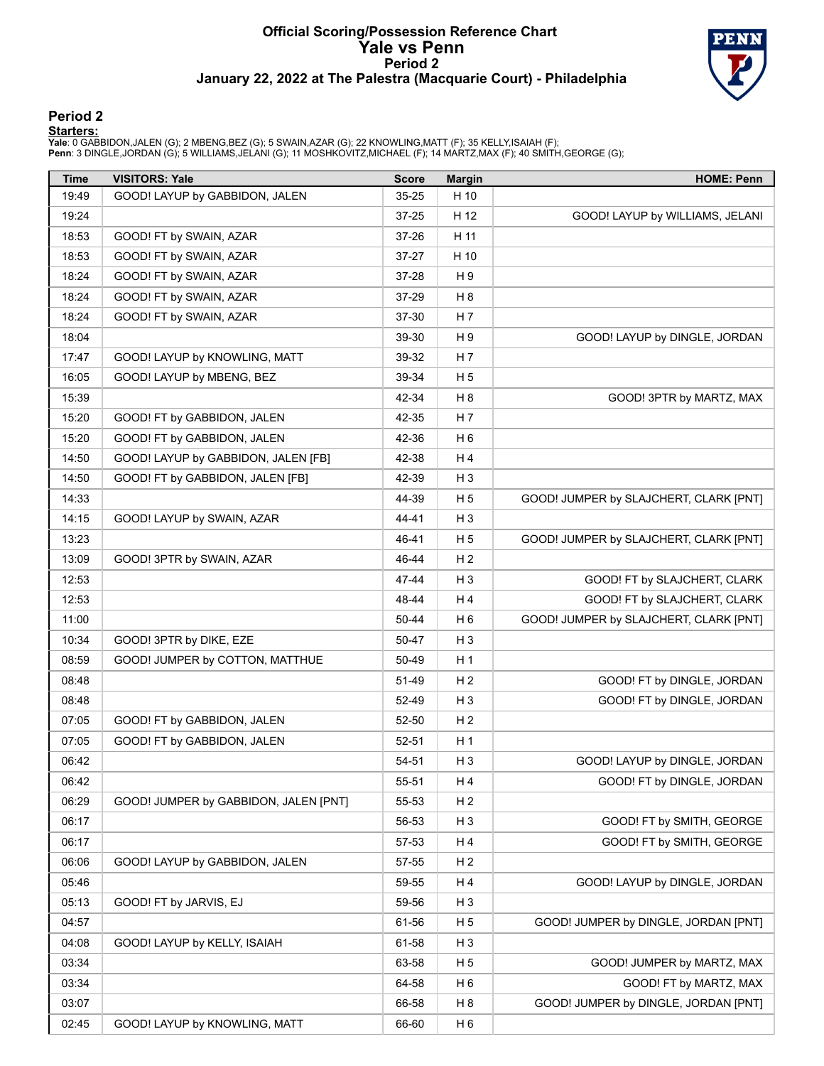# Official Scoring/Possession Reference Chart
# Yale vs Penn
## Period 2
## January 22, 2022 at The Palestra (Macquarie Court) - Philadelphia

### Period 2

**Starters:**

**Yale**: 0 GABBIDON,JALEN (G); 2 MBENG,BEZ (G); 5 SWAIN,AZAR (G); 22 KNOWLING,MATT (F); 35 KELLY,ISAIAH (F);
**Penn**: 3 DINGLE,JORDAN (G); 5 WILLIAMS,JELANI (G); 11 MOSHKOVITZ,MICHAEL (F); 14 MARTZ,MAX (F); 40 SMITH,GEORGE (G);

| Time | VISITORS: Yale | Score | Margin | HOME: Penn |
|---|---|---|---|---|
| 19:49 | GOOD! LAYUP by GABBIDON, JALEN | 35-25 | H 10 | |
| 19:24 | | 37-25 | H 12 | GOOD! LAYUP by WILLIAMS, JELANI |
| 18:53 | GOOD! FT by SWAIN, AZAR | 37-26 | H 11 | |
| 18:53 | GOOD! FT by SWAIN, AZAR | 37-27 | H 10 | |
| 18:24 | GOOD! FT by SWAIN, AZAR | 37-28 | H 9 | |
| 18:24 | GOOD! FT by SWAIN, AZAR | 37-29 | H 8 | |
| 18:24 | GOOD! FT by SWAIN, AZAR | 37-30 | H 7 | |
| 18:04 | | 39-30 | H 9 | GOOD! LAYUP by DINGLE, JORDAN |
| 17:47 | GOOD! LAYUP by KNOWLING, MATT | 39-32 | H 7 | |
| 16:05 | GOOD! LAYUP by MBENG, BEZ | 39-34 | H 5 | |
| 15:39 | | 42-34 | H 8 | GOOD! 3PTR by MARTZ, MAX |
| 15:20 | GOOD! FT by GABBIDON, JALEN | 42-35 | H 7 | |
| 15:20 | GOOD! FT by GABBIDON, JALEN | 42-36 | H 6 | |
| 14:50 | GOOD! LAYUP by GABBIDON, JALEN [FB] | 42-38 | H 4 | |
| 14:50 | GOOD! FT by GABBIDON, JALEN [FB] | 42-39 | H 3 | |
| 14:33 | | 44-39 | H 5 | GOOD! JUMPER by SLAJCHERT, CLARK [PNT] |
| 14:15 | GOOD! LAYUP by SWAIN, AZAR | 44-41 | H 3 | |
| 13:23 | | 46-41 | H 5 | GOOD! JUMPER by SLAJCHERT, CLARK [PNT] |
| 13:09 | GOOD! 3PTR by SWAIN, AZAR | 46-44 | H 2 | |
| 12:53 | | 47-44 | H 3 | GOOD! FT by SLAJCHERT, CLARK |
| 12:53 | | 48-44 | H 4 | GOOD! FT by SLAJCHERT, CLARK |
| 11:00 | | 50-44 | H 6 | GOOD! JUMPER by SLAJCHERT, CLARK [PNT] |
| 10:34 | GOOD! 3PTR by DIKE, EZE | 50-47 | H 3 | |
| 08:59 | GOOD! JUMPER by COTTON, MATTHUE | 50-49 | H 1 | |
| 08:48 | | 51-49 | H 2 | GOOD! FT by DINGLE, JORDAN |
| 08:48 | | 52-49 | H 3 | GOOD! FT by DINGLE, JORDAN |
| 07:05 | GOOD! FT by GABBIDON, JALEN | 52-50 | H 2 | |
| 07:05 | GOOD! FT by GABBIDON, JALEN | 52-51 | H 1 | |
| 06:42 | | 54-51 | H 3 | GOOD! LAYUP by DINGLE, JORDAN |
| 06:42 | | 55-51 | H 4 | GOOD! FT by DINGLE, JORDAN |
| 06:29 | GOOD! JUMPER by GABBIDON, JALEN [PNT] | 55-53 | H 2 | |
| 06:17 | | 56-53 | H 3 | GOOD! FT by SMITH, GEORGE |
| 06:17 | | 57-53 | H 4 | GOOD! FT by SMITH, GEORGE |
| 06:06 | GOOD! LAYUP by GABBIDON, JALEN | 57-55 | H 2 | |
| 05:46 | | 59-55 | H 4 | GOOD! LAYUP by DINGLE, JORDAN |
| 05:13 | GOOD! FT by JARVIS, EJ | 59-56 | H 3 | |
| 04:57 | | 61-56 | H 5 | GOOD! JUMPER by DINGLE, JORDAN [PNT] |
| 04:08 | GOOD! LAYUP by KELLY, ISAIAH | 61-58 | H 3 | |
| 03:34 | | 63-58 | H 5 | GOOD! JUMPER by MARTZ, MAX |
| 03:34 | | 64-58 | H 6 | GOOD! FT by MARTZ, MAX |
| 03:07 | | 66-58 | H 8 | GOOD! JUMPER by DINGLE, JORDAN [PNT] |
| 02:45 | GOOD! LAYUP by KNOWLING, MATT | 66-60 | H 6 | |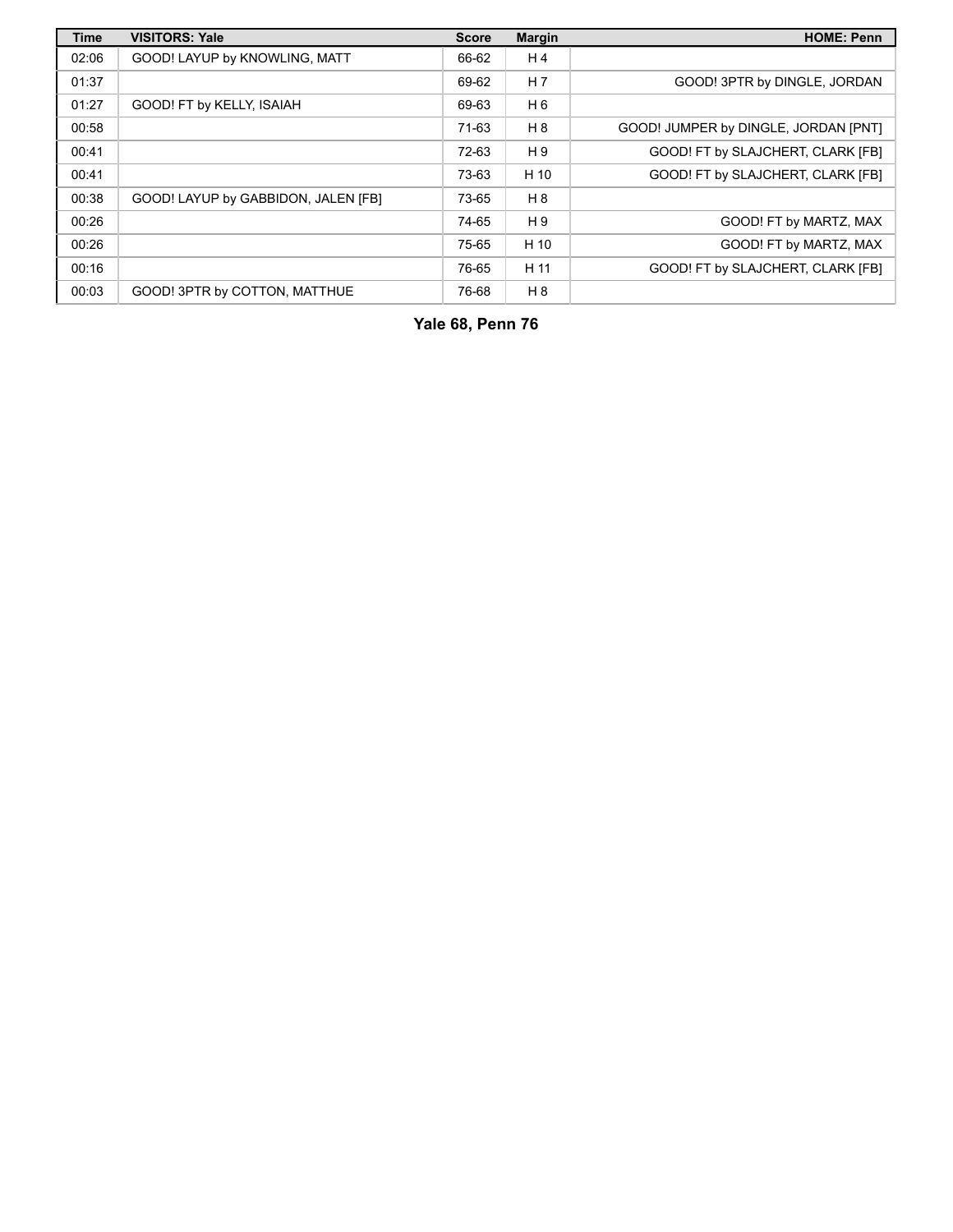| Time | VISITORS: Yale | Score | Margin | HOME: Penn |
|---|---|---|---|---|
| 02:06 | GOOD! LAYUP by KNOWLING, MATT | 66-62 | H 4 | |
| 01:37 | | 69-62 | H 7 | GOOD! 3PTR by DINGLE, JORDAN |
| 01:27 | GOOD! FT by KELLY, ISAIAH | 69-63 | H 6 | |
| 00:58 | | 71-63 | H 8 | GOOD! JUMPER by DINGLE, JORDAN [PNT] |
| 00:41 | | 72-63 | H 9 | GOOD! FT by SLAJCHERT, CLARK [FB] |
| 00:41 | | 73-63 | H 10 | GOOD! FT by SLAJCHERT, CLARK [FB] |
| 00:38 | GOOD! LAYUP by GABBIDON, JALEN [FB] | 73-65 | H 8 | |
| 00:26 | | 74-65 | H 9 | GOOD! FT by MARTZ, MAX |
| 00:26 | | 75-65 | H 10 | GOOD! FT by MARTZ, MAX |
| 00:16 | | 76-65 | H 11 | GOOD! FT by SLAJCHERT, CLARK [FB] |
| 00:03 | GOOD! 3PTR by COTTON, MATTHUE | 76-68 | H 8 | |

**Yale 68, Penn 76**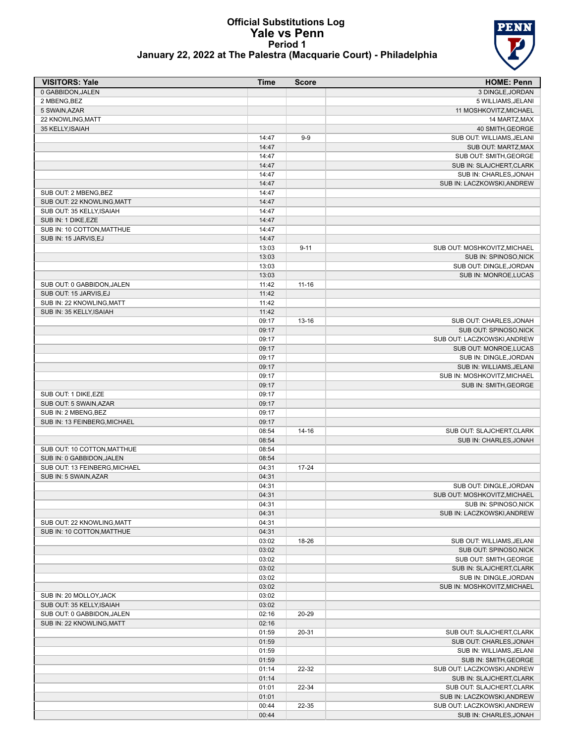# Official Substitutions Log
## Yale vs Penn
### Period 1
### January 22, 2022 at The Palestra (Macquarie Court) - Philadelphia

| VISITORS: Yale | Time | Score | HOME: Penn |
|---|---|---|---|
| 0 GABBIDON,JALEN | | | 3 DINGLE,JORDAN |
| 2 MBENG,BEZ | | | 5 WILLIAMS,JELANI |
| 5 SWAIN,AZAR | | | 11 MOSHKOVITZ,MICHAEL |
| 22 KNOWLING,MATT | | | 14 MARTZ,MAX |
| 35 KELLY,ISAIAH | | | 40 SMITH,GEORGE |
| | 14:47 | 9-9 | SUB OUT: WILLIAMS,JELANI |
| | 14:47 | | SUB OUT: MARTZ,MAX |
| | 14:47 | | SUB OUT: SMITH,GEORGE |
| | 14:47 | | SUB IN: SLAJCHERT,CLARK |
| | 14:47 | | SUB IN: CHARLES,JONAH |
| | 14:47 | | SUB IN: LACZKOWSKI,ANDREW |
| SUB OUT: 2 MBENG,BEZ | 14:47 | | |
| SUB OUT: 22 KNOWLING,MATT | 14:47 | | |
| SUB OUT: 35 KELLY,ISAIAH | 14:47 | | |
| SUB IN: 1 DIKE,EZE | 14:47 | | |
| SUB IN: 10 COTTON,MATTHUE | 14:47 | | |
| SUB IN: 15 JARVIS,EJ | 14:47 | | |
| | 13:03 | 9-11 | SUB OUT: MOSHKOVITZ,MICHAEL |
| | 13:03 | | SUB IN: SPINOSO,NICK |
| | 13:03 | | SUB OUT: DINGLE,JORDAN |
| | 13:03 | | SUB IN: MONROE,LUCAS |
| SUB OUT: 0 GABBIDON,JALEN | 11:42 | 11-16 | |
| SUB OUT: 15 JARVIS,EJ | 11:42 | | |
| SUB IN: 22 KNOWLING,MATT | 11:42 | | |
| SUB IN: 35 KELLY,ISAIAH | 11:42 | | |
| | 09:17 | 13-16 | SUB OUT: CHARLES,JONAH |
| | 09:17 | | SUB OUT: SPINOSO,NICK |
| | 09:17 | | SUB OUT: LACZKOWSKI,ANDREW |
| | 09:17 | | SUB OUT: MONROE,LUCAS |
| | 09:17 | | SUB IN: DINGLE,JORDAN |
| | 09:17 | | SUB IN: WILLIAMS,JELANI |
| | 09:17 | | SUB IN: MOSHKOVITZ,MICHAEL |
| | 09:17 | | SUB IN: SMITH,GEORGE |
| SUB OUT: 1 DIKE,EZE | 09:17 | | |
| SUB OUT: 5 SWAIN,AZAR | 09:17 | | |
| SUB IN: 2 MBENG,BEZ | 09:17 | | |
| SUB IN: 13 FEINBERG,MICHAEL | 09:17 | | |
| | 08:54 | 14-16 | SUB OUT: SLAJCHERT,CLARK |
| | 08:54 | | SUB IN: CHARLES,JONAH |
| SUB OUT: 10 COTTON,MATTHUE | 08:54 | | |
| SUB IN: 0 GABBIDON,JALEN | 08:54 | | |
| SUB OUT: 13 FEINBERG,MICHAEL | 04:31 | 17-24 | |
| SUB IN: 5 SWAIN,AZAR | 04:31 | | |
| | 04:31 | | SUB OUT: DINGLE,JORDAN |
| | 04:31 | | SUB OUT: MOSHKOVITZ,MICHAEL |
| | 04:31 | | SUB IN: SPINOSO,NICK |
| | 04:31 | | SUB IN: LACZKOWSKI,ANDREW |
| SUB OUT: 22 KNOWLING,MATT | 04:31 | | |
| SUB IN: 10 COTTON,MATTHUE | 04:31 | | |
| | 03:02 | 18-26 | SUB OUT: WILLIAMS,JELANI |
| | 03:02 | | SUB OUT: SPINOSO,NICK |
| | 03:02 | | SUB OUT: SMITH,GEORGE |
| | 03:02 | | SUB IN: SLAJCHERT,CLARK |
| | 03:02 | | SUB IN: DINGLE,JORDAN |
| | 03:02 | | SUB IN: MOSHKOVITZ,MICHAEL |
| SUB IN: 20 MOLLOY,JACK | 03:02 | | |
| SUB OUT: 35 KELLY,ISAIAH | 03:02 | | |
| SUB OUT: 0 GABBIDON,JALEN | 02:16 | 20-29 | |
| SUB IN: 22 KNOWLING,MATT | 02:16 | | |
| | 01:59 | 20-31 | SUB OUT: SLAJCHERT,CLARK |
| | 01:59 | | SUB OUT: CHARLES,JONAH |
| | 01:59 | | SUB IN: WILLIAMS,JELANI |
| | 01:59 | | SUB IN: SMITH,GEORGE |
| | 01:14 | 22-32 | SUB OUT: LACZKOWSKI,ANDREW |
| | 01:14 | | SUB IN: SLAJCHERT,CLARK |
| | 01:01 | 22-34 | SUB OUT: SLAJCHERT,CLARK |
| | 01:01 | | SUB IN: LACZKOWSKI,ANDREW |
| | 00:44 | 22-35 | SUB OUT: LACZKOWSKI,ANDREW |
| | 00:44 | | SUB IN: CHARLES,JONAH |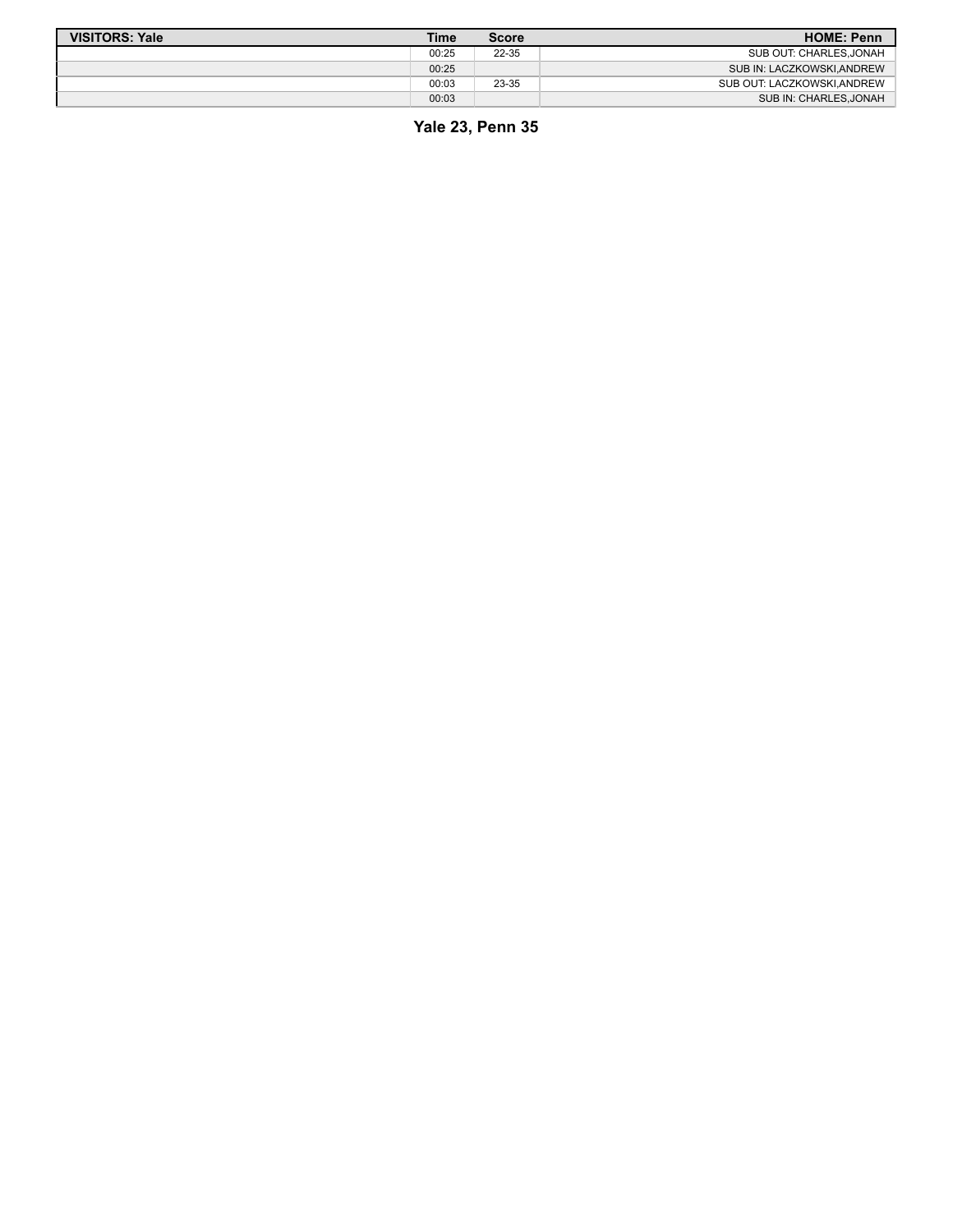| VISITORS: Yale | Time | Score | HOME: Penn |
| --- | --- | --- | --- |
| | 00:25 | 22-35 | SUB OUT: CHARLES,JONAH |
| | 00:25 | | SUB IN: LACZKOWSKI,ANDREW |
| | 00:03 | 23-35 | SUB OUT: LACZKOWSKI,ANDREW |
| | 00:03 | | SUB IN: CHARLES,JONAH |

**Yale 23, Penn 35**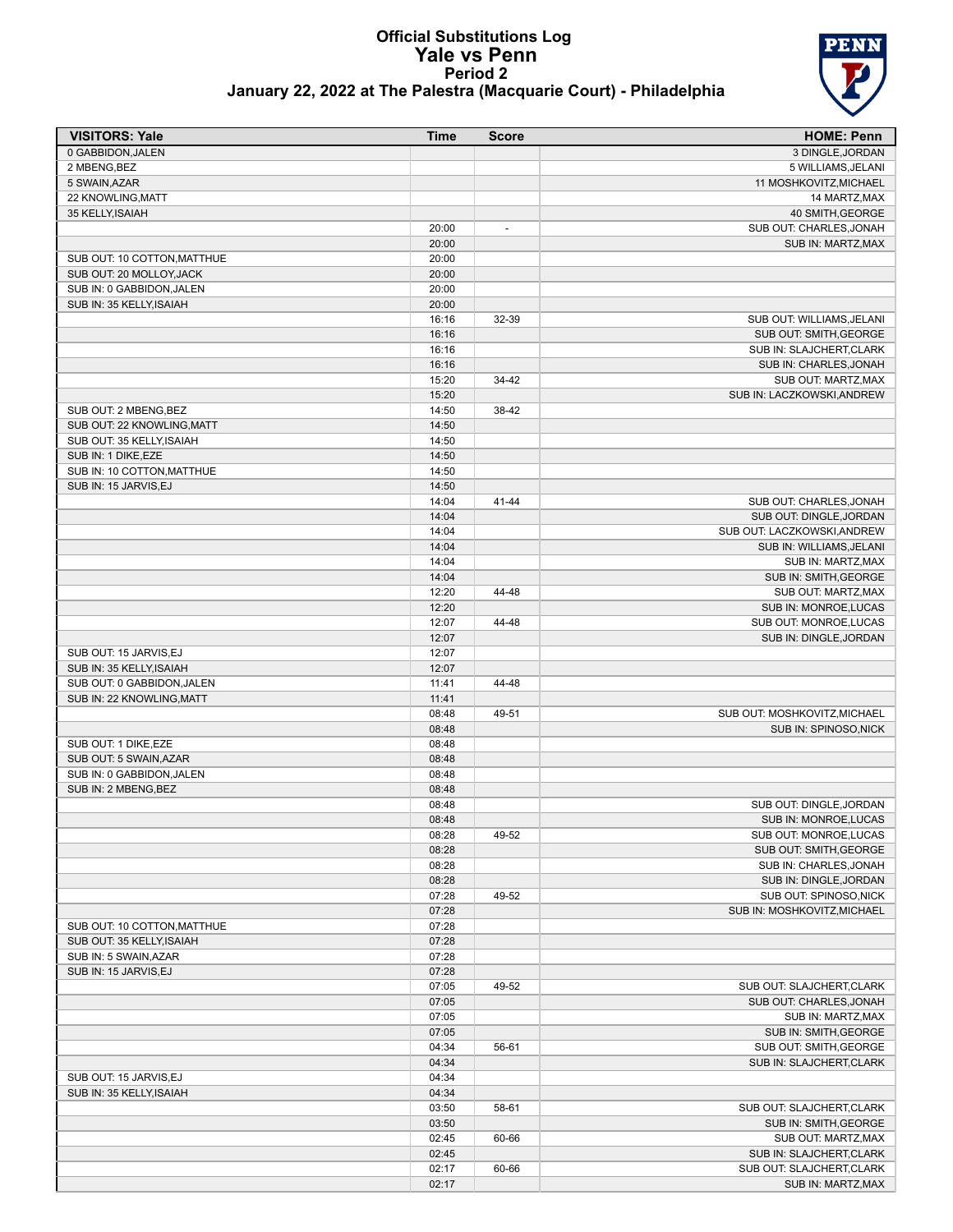# Official Substitutions Log
## Yale vs Penn
### Period 2
### January 22, 2022 at The Palestra (Macquarie Court) - Philadelphia

| VISITORS: Yale | Time | Score | HOME: Penn |
|---|---|---|---|
| 0 GABBIDON,JALEN | | | 3 DINGLE,JORDAN |
| 2 MBENG,BEZ | | | 5 WILLIAMS,JELANI |
| 5 SWAIN,AZAR | | | 11 MOSHKOVITZ,MICHAEL |
| 22 KNOWLING,MATT | | | 14 MARTZ,MAX |
| 35 KELLY,ISAIAH | | | 40 SMITH,GEORGE |
| | 20:00 | - | SUB OUT: CHARLES,JONAH |
| | 20:00 | | SUB IN: MARTZ,MAX |
| SUB OUT: 10 COTTON,MATTHUE | 20:00 | | |
| SUB OUT: 20 MOLLOY,JACK | 20:00 | | |
| SUB IN: 0 GABBIDON,JALEN | 20:00 | | |
| SUB IN: 35 KELLY,ISAIAH | 20:00 | | |
| | 16:16 | 32-39 | SUB OUT: WILLIAMS,JELANI |
| | 16:16 | | SUB OUT: SMITH,GEORGE |
| | 16:16 | | SUB IN: SLAJCHERT,CLARK |
| | 16:16 | | SUB IN: CHARLES,JONAH |
| | 15:20 | 34-42 | SUB OUT: MARTZ,MAX |
| | 15:20 | | SUB IN: LACZKOWSKI,ANDREW |
| SUB OUT: 2 MBENG,BEZ | 14:50 | 38-42 | |
| SUB OUT: 22 KNOWLING,MATT | 14:50 | | |
| SUB OUT: 35 KELLY,ISAIAH | 14:50 | | |
| SUB IN: 1 DIKE,EZE | 14:50 | | |
| SUB IN: 10 COTTON,MATTHUE | 14:50 | | |
| SUB IN: 15 JARVIS,EJ | 14:50 | | |
| | 14:04 | 41-44 | SUB OUT: CHARLES,JONAH |
| | 14:04 | | SUB OUT: DINGLE,JORDAN |
| | 14:04 | | SUB OUT: LACZKOWSKI,ANDREW |
| | 14:04 | | SUB IN: WILLIAMS,JELANI |
| | 14:04 | | SUB IN: MARTZ,MAX |
| | 14:04 | | SUB IN: SMITH,GEORGE |
| | 12:20 | 44-48 | SUB OUT: MARTZ,MAX |
| | 12:20 | | SUB IN: MONROE,LUCAS |
| | 12:07 | 44-48 | SUB OUT: MONROE,LUCAS |
| | 12:07 | | SUB IN: DINGLE,JORDAN |
| SUB OUT: 15 JARVIS,EJ | 12:07 | | |
| SUB IN: 35 KELLY,ISAIAH | 12:07 | | |
| SUB OUT: 0 GABBIDON,JALEN | 11:41 | 44-48 | |
| SUB IN: 22 KNOWLING,MATT | 11:41 | | |
| | 08:48 | 49-51 | SUB OUT: MOSHKOVITZ,MICHAEL |
| | 08:48 | | SUB IN: SPINOSO,NICK |
| SUB OUT: 1 DIKE,EZE | 08:48 | | |
| SUB OUT: 5 SWAIN,AZAR | 08:48 | | |
| SUB IN: 0 GABBIDON,JALEN | 08:48 | | |
| SUB IN: 2 MBENG,BEZ | 08:48 | | |
| | 08:48 | | SUB OUT: DINGLE,JORDAN |
| | 08:48 | | SUB IN: MONROE,LUCAS |
| | 08:28 | 49-52 | SUB OUT: MONROE,LUCAS |
| | 08:28 | | SUB OUT: SMITH,GEORGE |
| | 08:28 | | SUB IN: CHARLES,JONAH |
| | 08:28 | | SUB IN: DINGLE,JORDAN |
| | 07:28 | 49-52 | SUB OUT: SPINOSO,NICK |
| | 07:28 | | SUB IN: MOSHKOVITZ,MICHAEL |
| SUB OUT: 10 COTTON,MATTHUE | 07:28 | | |
| SUB OUT: 35 KELLY,ISAIAH | 07:28 | | |
| SUB IN: 5 SWAIN,AZAR | 07:28 | | |
| SUB IN: 15 JARVIS,EJ | 07:28 | | |
| | 07:05 | 49-52 | SUB OUT: SLAJCHERT,CLARK |
| | 07:05 | | SUB OUT: CHARLES,JONAH |
| | 07:05 | | SUB IN: MARTZ,MAX |
| | 07:05 | | SUB IN: SMITH,GEORGE |
| | 04:34 | 56-61 | SUB OUT: SMITH,GEORGE |
| | 04:34 | | SUB IN: SLAJCHERT,CLARK |
| SUB OUT: 15 JARVIS,EJ | 04:34 | | |
| SUB IN: 35 KELLY,ISAIAH | 04:34 | | |
| | 03:50 | 58-61 | SUB OUT: SLAJCHERT,CLARK |
| | 03:50 | | SUB IN: SMITH,GEORGE |
| | 02:45 | 60-66 | SUB OUT: MARTZ,MAX |
| | 02:45 | | SUB IN: SLAJCHERT,CLARK |
| | 02:17 | 60-66 | SUB OUT: SLAJCHERT,CLARK |
| | 02:17 | | SUB IN: MARTZ,MAX |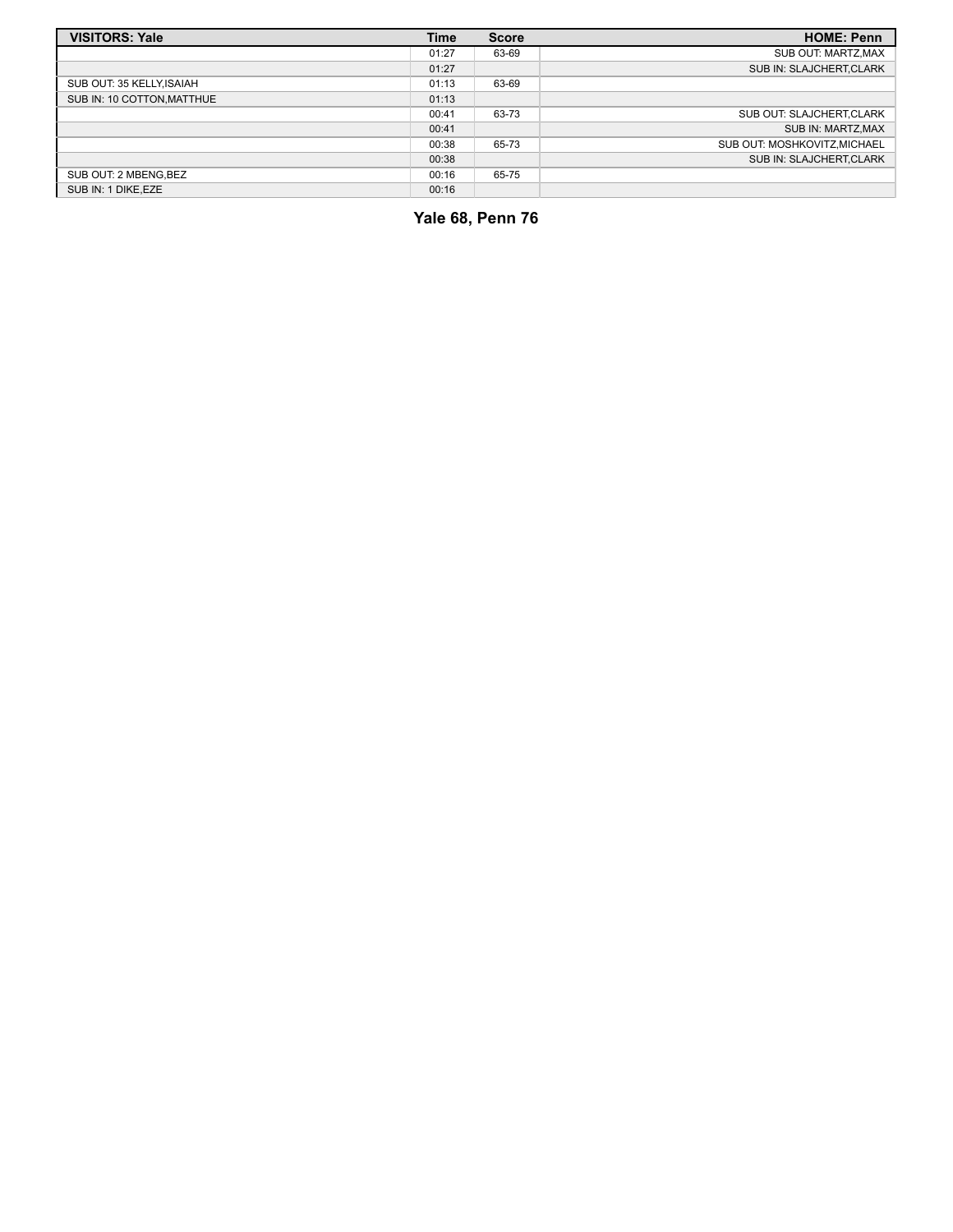| VISITORS: Yale | Time | Score | HOME: Penn |
|---|---|---|---|
| | 01:27 | 63-69 | SUB OUT: MARTZ,MAX |
| | 01:27 | | SUB IN: SLAJCHERT,CLARK |
| SUB OUT: 35 KELLY,ISAIAH | 01:13 | 63-69 | |
| SUB IN: 10 COTTON,MATTHUE | 01:13 | | |
| | 00:41 | 63-73 | SUB OUT: SLAJCHERT,CLARK |
| | 00:41 | | SUB IN: MARTZ,MAX |
| | 00:38 | 65-73 | SUB OUT: MOSHKOVITZ,MICHAEL |
| | 00:38 | | SUB IN: SLAJCHERT,CLARK |
| SUB OUT: 2 MBENG,BEZ | 00:16 | 65-75 | |
| SUB IN: 1 DIKE,EZE | 00:16 | | |

**Yale 68, Penn 76**